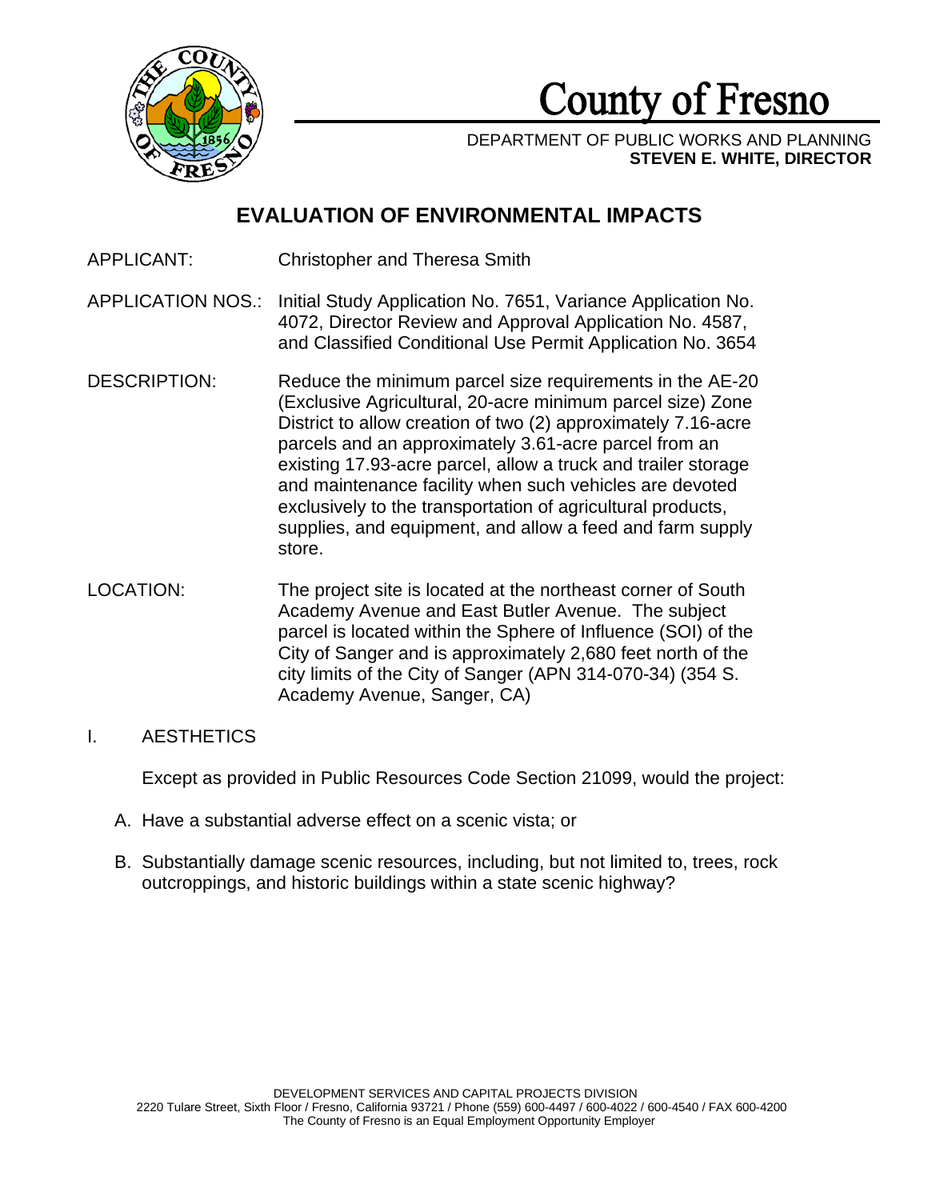# County of Fresno

DEPARTMENT OF PUBLIC WORKS AND PLANNING
**STEVEN E. WHITE, DIRECTOR**

## EVALUATION OF ENVIRONMENTAL IMPACTS

APPLICANT: Christopher and Theresa Smith

APPLICATION NOS.: Initial Study Application No. 7651, Variance Application No. 4072, Director Review and Approval Application No. 4587, and Classified Conditional Use Permit Application No. 3654

DESCRIPTION: Reduce the minimum parcel size requirements in the AE-20 (Exclusive Agricultural, 20-acre minimum parcel size) Zone District to allow creation of two (2) approximately 7.16-acre parcels and an approximately 3.61-acre parcel from an existing 17.93-acre parcel, allow a truck and trailer storage and maintenance facility when such vehicles are devoted exclusively to the transportation of agricultural products, supplies, and equipment, and allow a feed and farm supply store.

LOCATION: The project site is located at the northeast corner of South Academy Avenue and East Butler Avenue. The subject parcel is located within the Sphere of Influence (SOI) of the City of Sanger and is approximately 2,680 feet north of the city limits of the City of Sanger (APN 314-070-34) (354 S. Academy Avenue, Sanger, CA)

I. AESTHETICS

Except as provided in Public Resources Code Section 21099, would the project:

A. Have a substantial adverse effect on a scenic vista; or

B. Substantially damage scenic resources, including, but not limited to, trees, rock outcroppings, and historic buildings within a state scenic highway?

DEVELOPMENT SERVICES AND CAPITAL PROJECTS DIVISION
2220 Tulare Street, Sixth Floor / Fresno, California 93721 / Phone (559) 600-4497 / 600-4022 / 600-4540 / FAX 600-4200
The County of Fresno is an Equal Employment Opportunity Employer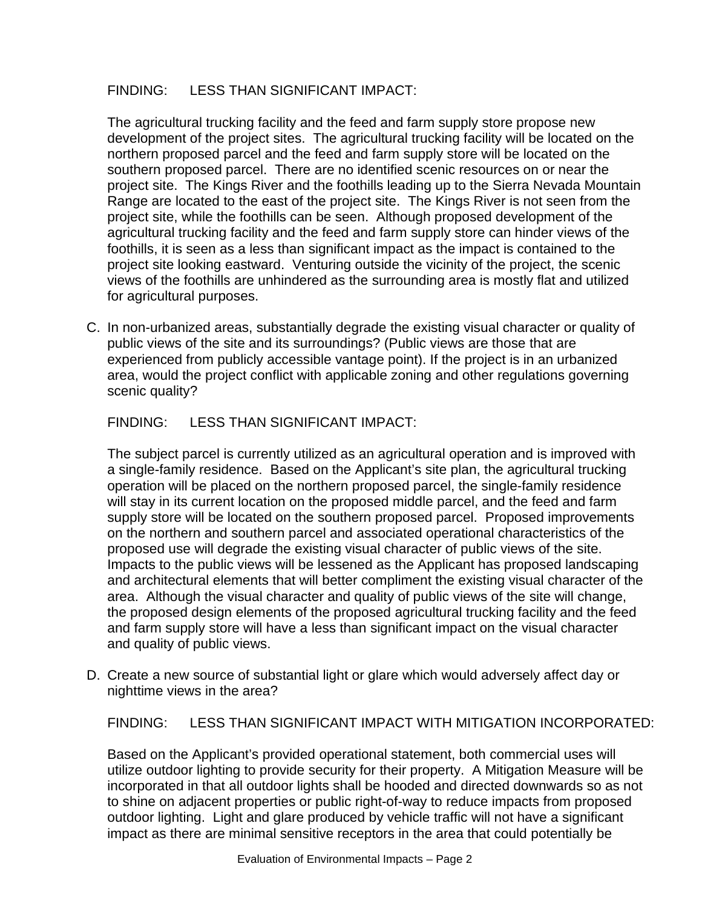FINDING: LESS THAN SIGNIFICANT IMPACT:

The agricultural trucking facility and the feed and farm supply store propose new development of the project sites. The agricultural trucking facility will be located on the northern proposed parcel and the feed and farm supply store will be located on the southern proposed parcel. There are no identified scenic resources on or near the project site. The Kings River and the foothills leading up to the Sierra Nevada Mountain Range are located to the east of the project site. The Kings River is not seen from the project site, while the foothills can be seen. Although proposed development of the agricultural trucking facility and the feed and farm supply store can hinder views of the foothills, it is seen as a less than significant impact as the impact is contained to the project site looking eastward. Venturing outside the vicinity of the project, the scenic views of the foothills are unhindered as the surrounding area is mostly flat and utilized for agricultural purposes.

C. In non-urbanized areas, substantially degrade the existing visual character or quality of public views of the site and its surroundings? (Public views are those that are experienced from publicly accessible vantage point). If the project is in an urbanized area, would the project conflict with applicable zoning and other regulations governing scenic quality?

FINDING: LESS THAN SIGNIFICANT IMPACT:

The subject parcel is currently utilized as an agricultural operation and is improved with a single-family residence. Based on the Applicant's site plan, the agricultural trucking operation will be placed on the northern proposed parcel, the single-family residence will stay in its current location on the proposed middle parcel, and the feed and farm supply store will be located on the southern proposed parcel. Proposed improvements on the northern and southern parcel and associated operational characteristics of the proposed use will degrade the existing visual character of public views of the site. Impacts to the public views will be lessened as the Applicant has proposed landscaping and architectural elements that will better compliment the existing visual character of the area. Although the visual character and quality of public views of the site will change, the proposed design elements of the proposed agricultural trucking facility and the feed and farm supply store will have a less than significant impact on the visual character and quality of public views.

D. Create a new source of substantial light or glare which would adversely affect day or nighttime views in the area?

FINDING: LESS THAN SIGNIFICANT IMPACT WITH MITIGATION INCORPORATED:

Based on the Applicant's provided operational statement, both commercial uses will utilize outdoor lighting to provide security for their property. A Mitigation Measure will be incorporated in that all outdoor lights shall be hooded and directed downwards so as not to shine on adjacent properties or public right-of-way to reduce impacts from proposed outdoor lighting. Light and glare produced by vehicle traffic will not have a significant impact as there are minimal sensitive receptors in the area that could potentially be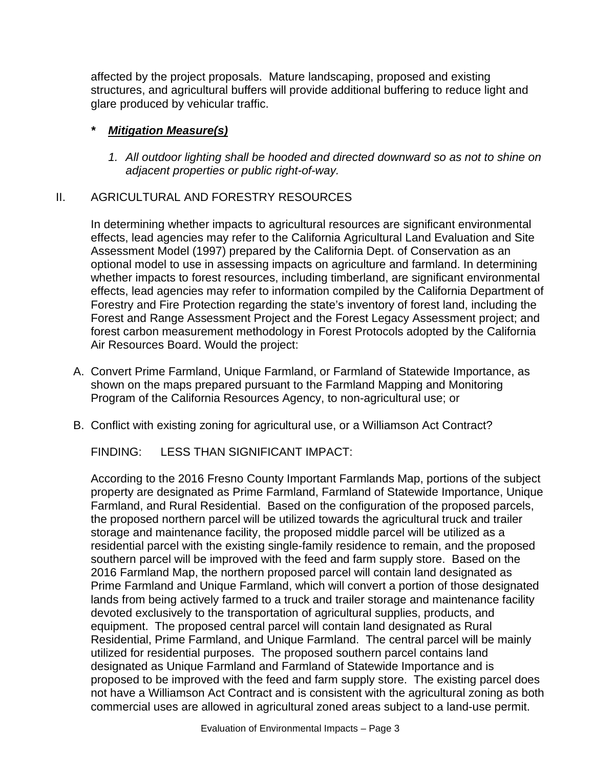affected by the project proposals. Mature landscaping, proposed and existing structures, and agricultural buffers will provide additional buffering to reduce light and glare produced by vehicular traffic.

**\*** ***Mitigation Measure(s)***

1. *All outdoor lighting shall be hooded and directed downward so as not to shine on adjacent properties or public right-of-way.*

## II. AGRICULTURAL AND FORESTRY RESOURCES

In determining whether impacts to agricultural resources are significant environmental effects, lead agencies may refer to the California Agricultural Land Evaluation and Site Assessment Model (1997) prepared by the California Dept. of Conservation as an optional model to use in assessing impacts on agriculture and farmland. In determining whether impacts to forest resources, including timberland, are significant environmental effects, lead agencies may refer to information compiled by the California Department of Forestry and Fire Protection regarding the state's inventory of forest land, including the Forest and Range Assessment Project and the Forest Legacy Assessment project; and forest carbon measurement methodology in Forest Protocols adopted by the California Air Resources Board. Would the project:

A. Convert Prime Farmland, Unique Farmland, or Farmland of Statewide Importance, as shown on the maps prepared pursuant to the Farmland Mapping and Monitoring Program of the California Resources Agency, to non-agricultural use; or

B. Conflict with existing zoning for agricultural use, or a Williamson Act Contract?

FINDING: LESS THAN SIGNIFICANT IMPACT:

According to the 2016 Fresno County Important Farmlands Map, portions of the subject property are designated as Prime Farmland, Farmland of Statewide Importance, Unique Farmland, and Rural Residential. Based on the configuration of the proposed parcels, the proposed northern parcel will be utilized towards the agricultural truck and trailer storage and maintenance facility, the proposed middle parcel will be utilized as a residential parcel with the existing single-family residence to remain, and the proposed southern parcel will be improved with the feed and farm supply store. Based on the 2016 Farmland Map, the northern proposed parcel will contain land designated as Prime Farmland and Unique Farmland, which will convert a portion of those designated lands from being actively farmed to a truck and trailer storage and maintenance facility devoted exclusively to the transportation of agricultural supplies, products, and equipment. The proposed central parcel will contain land designated as Rural Residential, Prime Farmland, and Unique Farmland. The central parcel will be mainly utilized for residential purposes. The proposed southern parcel contains land designated as Unique Farmland and Farmland of Statewide Importance and is proposed to be improved with the feed and farm supply store. The existing parcel does not have a Williamson Act Contract and is consistent with the agricultural zoning as both commercial uses are allowed in agricultural zoned areas subject to a land-use permit.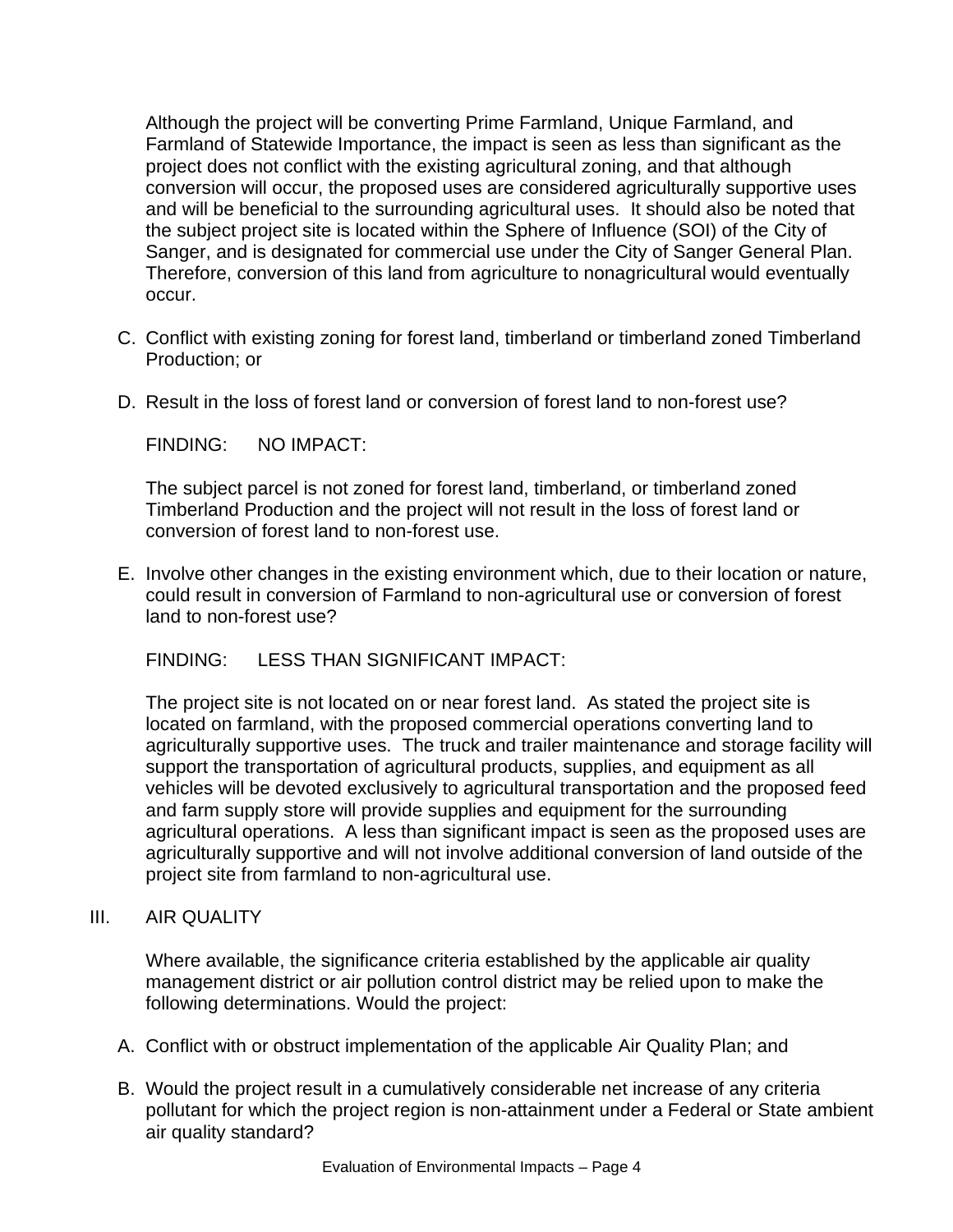Although the project will be converting Prime Farmland, Unique Farmland, and Farmland of Statewide Importance, the impact is seen as less than significant as the project does not conflict with the existing agricultural zoning, and that although conversion will occur, the proposed uses are considered agriculturally supportive uses and will be beneficial to the surrounding agricultural uses. It should also be noted that the subject project site is located within the Sphere of Influence (SOI) of the City of Sanger, and is designated for commercial use under the City of Sanger General Plan. Therefore, conversion of this land from agriculture to nonagricultural would eventually occur.

C. Conflict with existing zoning for forest land, timberland or timberland zoned Timberland Production; or

D. Result in the loss of forest land or conversion of forest land to non-forest use?

FINDING: NO IMPACT:

The subject parcel is not zoned for forest land, timberland, or timberland zoned Timberland Production and the project will not result in the loss of forest land or conversion of forest land to non-forest use.

E. Involve other changes in the existing environment which, due to their location or nature, could result in conversion of Farmland to non-agricultural use or conversion of forest land to non-forest use?

FINDING: LESS THAN SIGNIFICANT IMPACT:

The project site is not located on or near forest land. As stated the project site is located on farmland, with the proposed commercial operations converting land to agriculturally supportive uses. The truck and trailer maintenance and storage facility will support the transportation of agricultural products, supplies, and equipment as all vehicles will be devoted exclusively to agricultural transportation and the proposed feed and farm supply store will provide supplies and equipment for the surrounding agricultural operations. A less than significant impact is seen as the proposed uses are agriculturally supportive and will not involve additional conversion of land outside of the project site from farmland to non-agricultural use.

## III. AIR QUALITY

Where available, the significance criteria established by the applicable air quality management district or air pollution control district may be relied upon to make the following determinations. Would the project:

A. Conflict with or obstruct implementation of the applicable Air Quality Plan; and

B. Would the project result in a cumulatively considerable net increase of any criteria pollutant for which the project region is non-attainment under a Federal or State ambient air quality standard?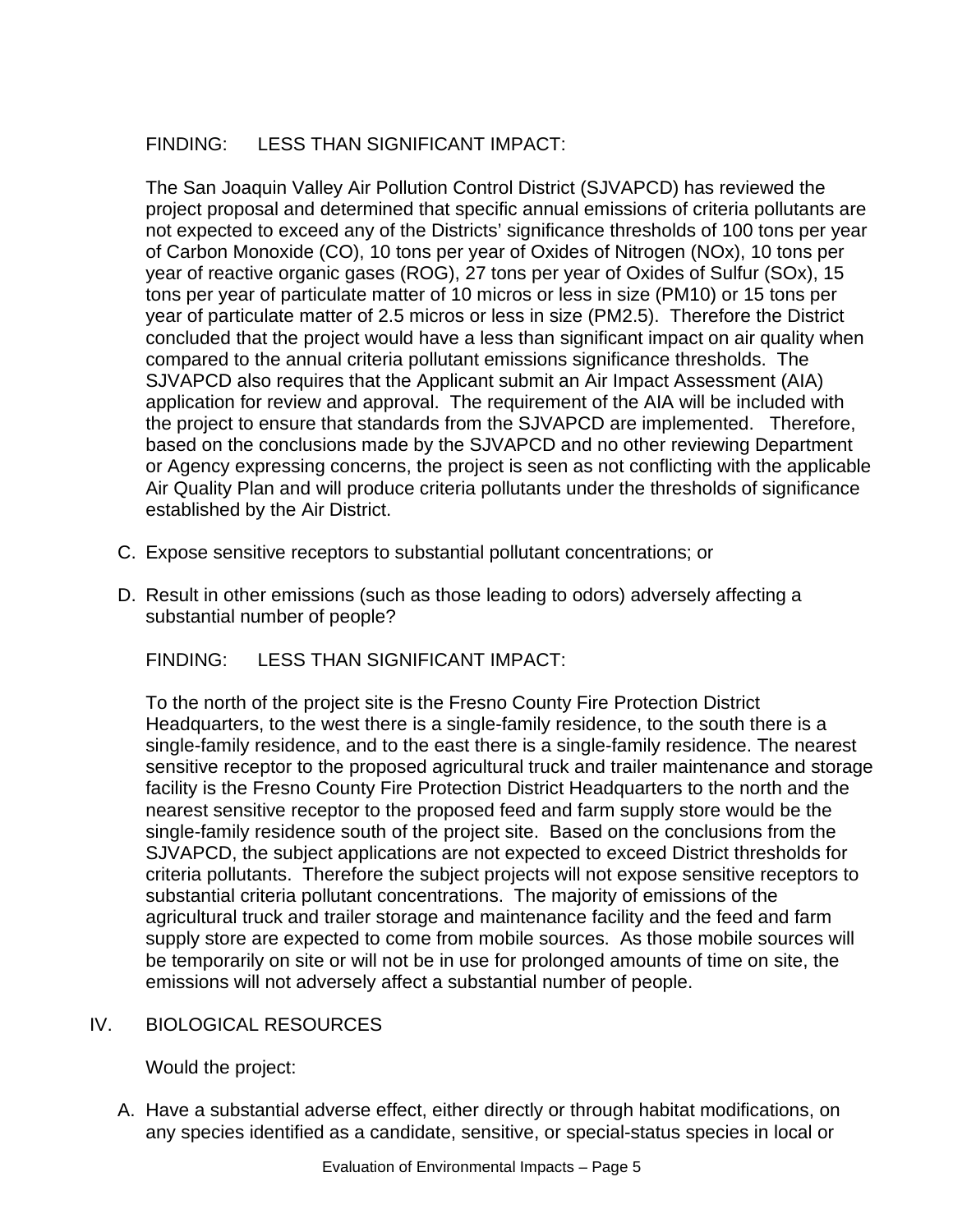FINDING: LESS THAN SIGNIFICANT IMPACT:

The San Joaquin Valley Air Pollution Control District (SJVAPCD) has reviewed the project proposal and determined that specific annual emissions of criteria pollutants are not expected to exceed any of the Districts' significance thresholds of 100 tons per year of Carbon Monoxide (CO), 10 tons per year of Oxides of Nitrogen (NOx), 10 tons per year of reactive organic gases (ROG), 27 tons per year of Oxides of Sulfur (SOx), 15 tons per year of particulate matter of 10 micros or less in size (PM10) or 15 tons per year of particulate matter of 2.5 micros or less in size (PM2.5). Therefore the District concluded that the project would have a less than significant impact on air quality when compared to the annual criteria pollutant emissions significance thresholds. The SJVAPCD also requires that the Applicant submit an Air Impact Assessment (AIA) application for review and approval. The requirement of the AIA will be included with the project to ensure that standards from the SJVAPCD are implemented. Therefore, based on the conclusions made by the SJVAPCD and no other reviewing Department or Agency expressing concerns, the project is seen as not conflicting with the applicable Air Quality Plan and will produce criteria pollutants under the thresholds of significance established by the Air District.

C. Expose sensitive receptors to substantial pollutant concentrations; or

D. Result in other emissions (such as those leading to odors) adversely affecting a substantial number of people?

FINDING: LESS THAN SIGNIFICANT IMPACT:

To the north of the project site is the Fresno County Fire Protection District Headquarters, to the west there is a single-family residence, to the south there is a single-family residence, and to the east there is a single-family residence. The nearest sensitive receptor to the proposed agricultural truck and trailer maintenance and storage facility is the Fresno County Fire Protection District Headquarters to the north and the nearest sensitive receptor to the proposed feed and farm supply store would be the single-family residence south of the project site. Based on the conclusions from the SJVAPCD, the subject applications are not expected to exceed District thresholds for criteria pollutants. Therefore the subject projects will not expose sensitive receptors to substantial criteria pollutant concentrations. The majority of emissions of the agricultural truck and trailer storage and maintenance facility and the feed and farm supply store are expected to come from mobile sources. As those mobile sources will be temporarily on site or will not be in use for prolonged amounts of time on site, the emissions will not adversely affect a substantial number of people.

## IV. BIOLOGICAL RESOURCES

Would the project:

A. Have a substantial adverse effect, either directly or through habitat modifications, on any species identified as a candidate, sensitive, or special-status species in local or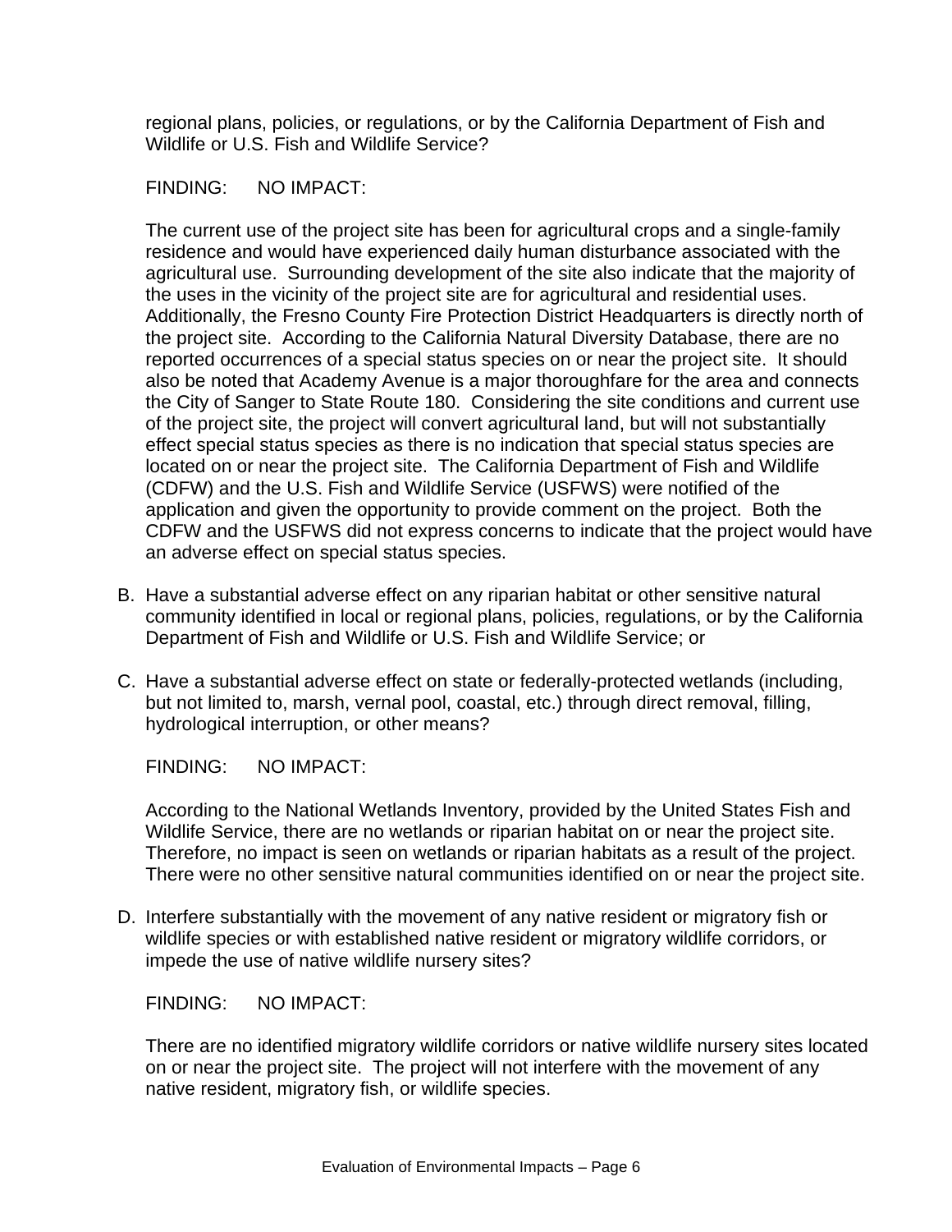regional plans, policies, or regulations, or by the California Department of Fish and Wildlife or U.S. Fish and Wildlife Service?

FINDING: NO IMPACT:

The current use of the project site has been for agricultural crops and a single-family residence and would have experienced daily human disturbance associated with the agricultural use. Surrounding development of the site also indicate that the majority of the uses in the vicinity of the project site are for agricultural and residential uses. Additionally, the Fresno County Fire Protection District Headquarters is directly north of the project site. According to the California Natural Diversity Database, there are no reported occurrences of a special status species on or near the project site. It should also be noted that Academy Avenue is a major thoroughfare for the area and connects the City of Sanger to State Route 180. Considering the site conditions and current use of the project site, the project will convert agricultural land, but will not substantially effect special status species as there is no indication that special status species are located on or near the project site. The California Department of Fish and Wildlife (CDFW) and the U.S. Fish and Wildlife Service (USFWS) were notified of the application and given the opportunity to provide comment on the project. Both the CDFW and the USFWS did not express concerns to indicate that the project would have an adverse effect on special status species.

B. Have a substantial adverse effect on any riparian habitat or other sensitive natural community identified in local or regional plans, policies, regulations, or by the California Department of Fish and Wildlife or U.S. Fish and Wildlife Service; or

C. Have a substantial adverse effect on state or federally-protected wetlands (including, but not limited to, marsh, vernal pool, coastal, etc.) through direct removal, filling, hydrological interruption, or other means?

FINDING: NO IMPACT:

According to the National Wetlands Inventory, provided by the United States Fish and Wildlife Service, there are no wetlands or riparian habitat on or near the project site. Therefore, no impact is seen on wetlands or riparian habitats as a result of the project. There were no other sensitive natural communities identified on or near the project site.

D. Interfere substantially with the movement of any native resident or migratory fish or wildlife species or with established native resident or migratory wildlife corridors, or impede the use of native wildlife nursery sites?

FINDING: NO IMPACT:

There are no identified migratory wildlife corridors or native wildlife nursery sites located on or near the project site. The project will not interfere with the movement of any native resident, migratory fish, or wildlife species.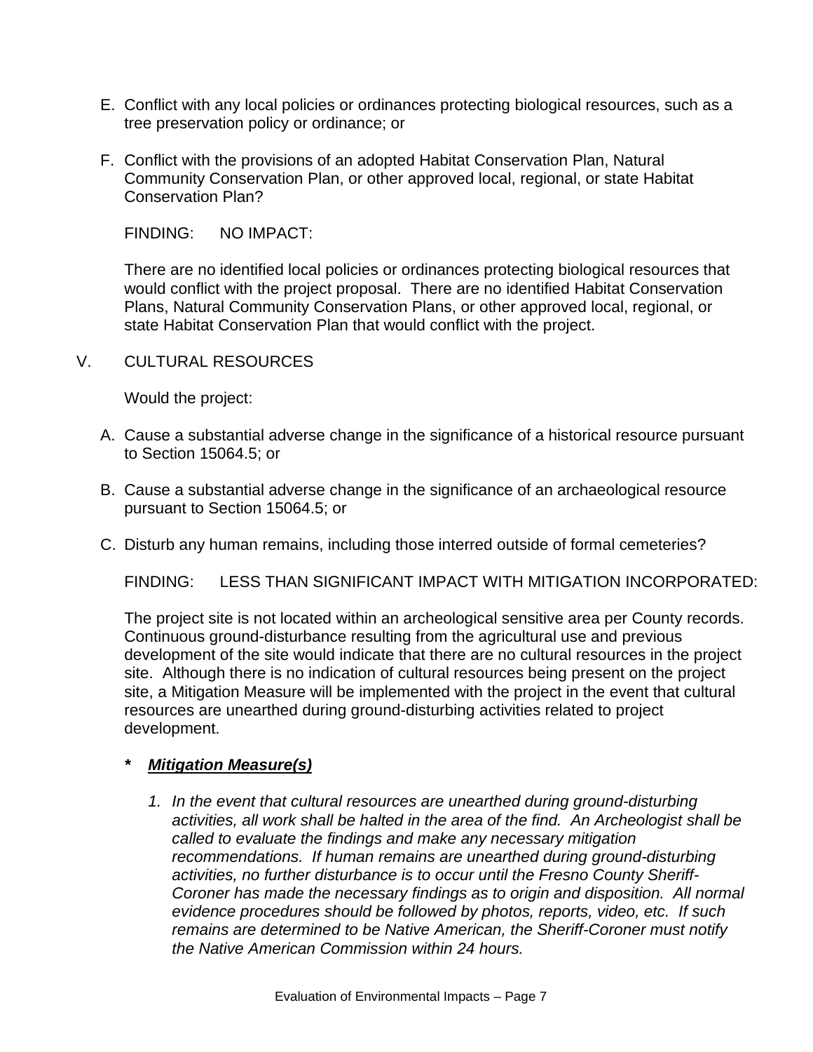E. Conflict with any local policies or ordinances protecting biological resources, such as a tree preservation policy or ordinance; or

F. Conflict with the provisions of an adopted Habitat Conservation Plan, Natural Community Conservation Plan, or other approved local, regional, or state Habitat Conservation Plan?

FINDING: NO IMPACT:

There are no identified local policies or ordinances protecting biological resources that would conflict with the project proposal. There are no identified Habitat Conservation Plans, Natural Community Conservation Plans, or other approved local, regional, or state Habitat Conservation Plan that would conflict with the project.

V. CULTURAL RESOURCES

Would the project:

A. Cause a substantial adverse change in the significance of a historical resource pursuant to Section 15064.5; or

B. Cause a substantial adverse change in the significance of an archaeological resource pursuant to Section 15064.5; or

C. Disturb any human remains, including those interred outside of formal cemeteries?

FINDING: LESS THAN SIGNIFICANT IMPACT WITH MITIGATION INCORPORATED:

The project site is not located within an archeological sensitive area per County records. Continuous ground-disturbance resulting from the agricultural use and previous development of the site would indicate that there are no cultural resources in the project site. Although there is no indication of cultural resources being present on the project site, a Mitigation Measure will be implemented with the project in the event that cultural resources are unearthed during ground-disturbing activities related to project development.

***<u>Mitigation Measure(s)</u>***

1. *In the event that cultural resources are unearthed during ground-disturbing activities, all work shall be halted in the area of the find. An Archeologist shall be called to evaluate the findings and make any necessary mitigation recommendations. If human remains are unearthed during ground-disturbing activities, no further disturbance is to occur until the Fresno County Sheriff-Coroner has made the necessary findings as to origin and disposition. All normal evidence procedures should be followed by photos, reports, video, etc. If such remains are determined to be Native American, the Sheriff-Coroner must notify the Native American Commission within 24 hours.*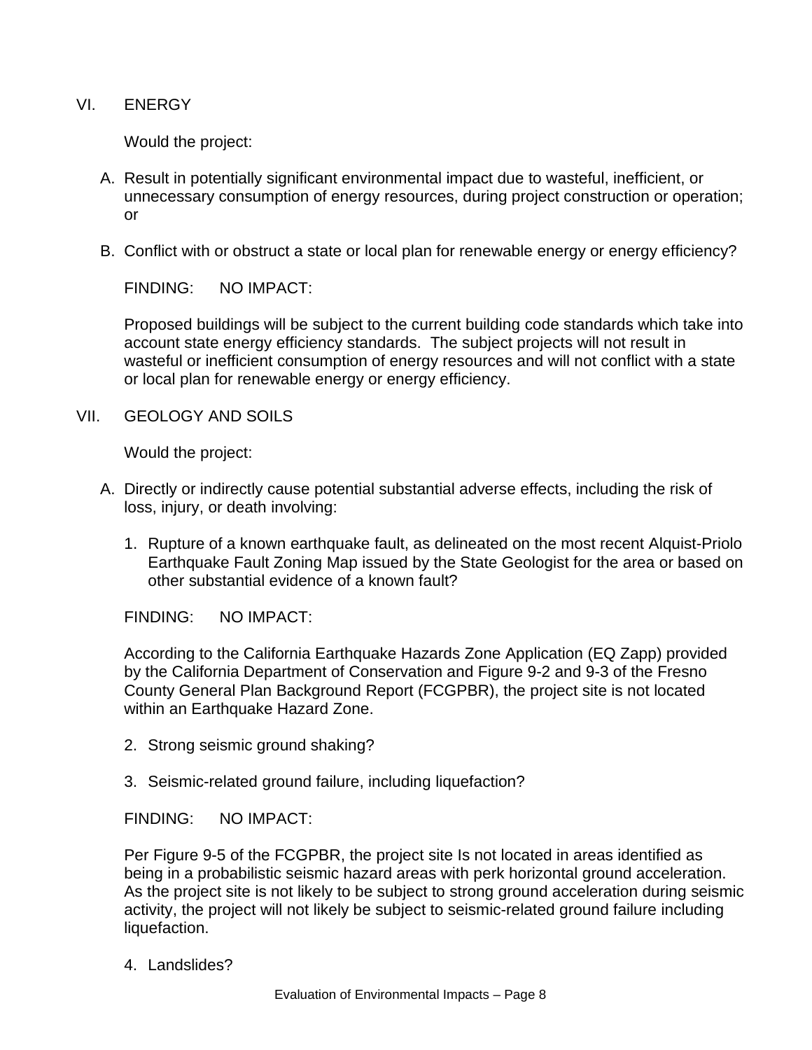VI. ENERGY

Would the project:

A. Result in potentially significant environmental impact due to wasteful, inefficient, or unnecessary consumption of energy resources, during project construction or operation; or

B. Conflict with or obstruct a state or local plan for renewable energy or energy efficiency?

FINDING: NO IMPACT:

Proposed buildings will be subject to the current building code standards which take into account state energy efficiency standards. The subject projects will not result in wasteful or inefficient consumption of energy resources and will not conflict with a state or local plan for renewable energy or energy efficiency.

VII. GEOLOGY AND SOILS

Would the project:

A. Directly or indirectly cause potential substantial adverse effects, including the risk of loss, injury, or death involving:

1. Rupture of a known earthquake fault, as delineated on the most recent Alquist-Priolo Earthquake Fault Zoning Map issued by the State Geologist for the area or based on other substantial evidence of a known fault?

FINDING: NO IMPACT:

According to the California Earthquake Hazards Zone Application (EQ Zapp) provided by the California Department of Conservation and Figure 9-2 and 9-3 of the Fresno County General Plan Background Report (FCGPBR), the project site is not located within an Earthquake Hazard Zone.

2. Strong seismic ground shaking?

3. Seismic-related ground failure, including liquefaction?

FINDING: NO IMPACT:

Per Figure 9-5 of the FCGPBR, the project site Is not located in areas identified as being in a probabilistic seismic hazard areas with perk horizontal ground acceleration. As the project site is not likely to be subject to strong ground acceleration during seismic activity, the project will not likely be subject to seismic-related ground failure including liquefaction.

4. Landslides?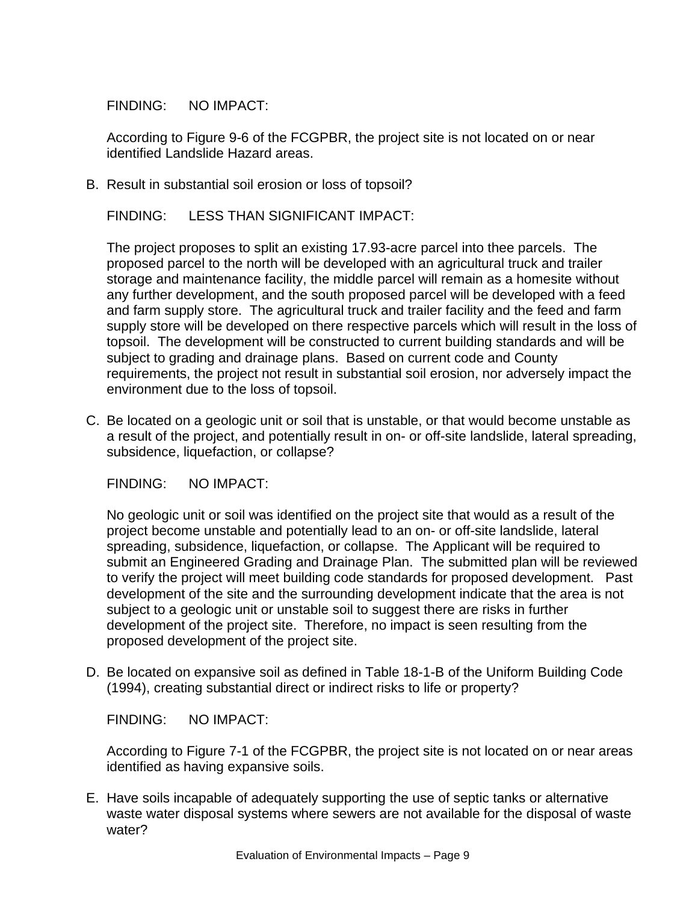FINDING: NO IMPACT:

According to Figure 9-6 of the FCGPBR, the project site is not located on or near identified Landslide Hazard areas.

B. Result in substantial soil erosion or loss of topsoil?

   FINDING: LESS THAN SIGNIFICANT IMPACT:

   The project proposes to split an existing 17.93-acre parcel into thee parcels. The proposed parcel to the north will be developed with an agricultural truck and trailer storage and maintenance facility, the middle parcel will remain as a homesite without any further development, and the south proposed parcel will be developed with a feed and farm supply store. The agricultural truck and trailer facility and the feed and farm supply store will be developed on there respective parcels which will result in the loss of topsoil. The development will be constructed to current building standards and will be subject to grading and drainage plans. Based on current code and County requirements, the project not result in substantial soil erosion, nor adversely impact the environment due to the loss of topsoil.

C. Be located on a geologic unit or soil that is unstable, or that would become unstable as a result of the project, and potentially result in on- or off-site landslide, lateral spreading, subsidence, liquefaction, or collapse?

   FINDING: NO IMPACT:

   No geologic unit or soil was identified on the project site that would as a result of the project become unstable and potentially lead to an on- or off-site landslide, lateral spreading, subsidence, liquefaction, or collapse. The Applicant will be required to submit an Engineered Grading and Drainage Plan. The submitted plan will be reviewed to verify the project will meet building code standards for proposed development. Past development of the site and the surrounding development indicate that the area is not subject to a geologic unit or unstable soil to suggest there are risks in further development of the project site. Therefore, no impact is seen resulting from the proposed development of the project site.

D. Be located on expansive soil as defined in Table 18-1-B of the Uniform Building Code (1994), creating substantial direct or indirect risks to life or property?

   FINDING: NO IMPACT:

   According to Figure 7-1 of the FCGPBR, the project site is not located on or near areas identified as having expansive soils.

E. Have soils incapable of adequately supporting the use of septic tanks or alternative waste water disposal systems where sewers are not available for the disposal of waste water?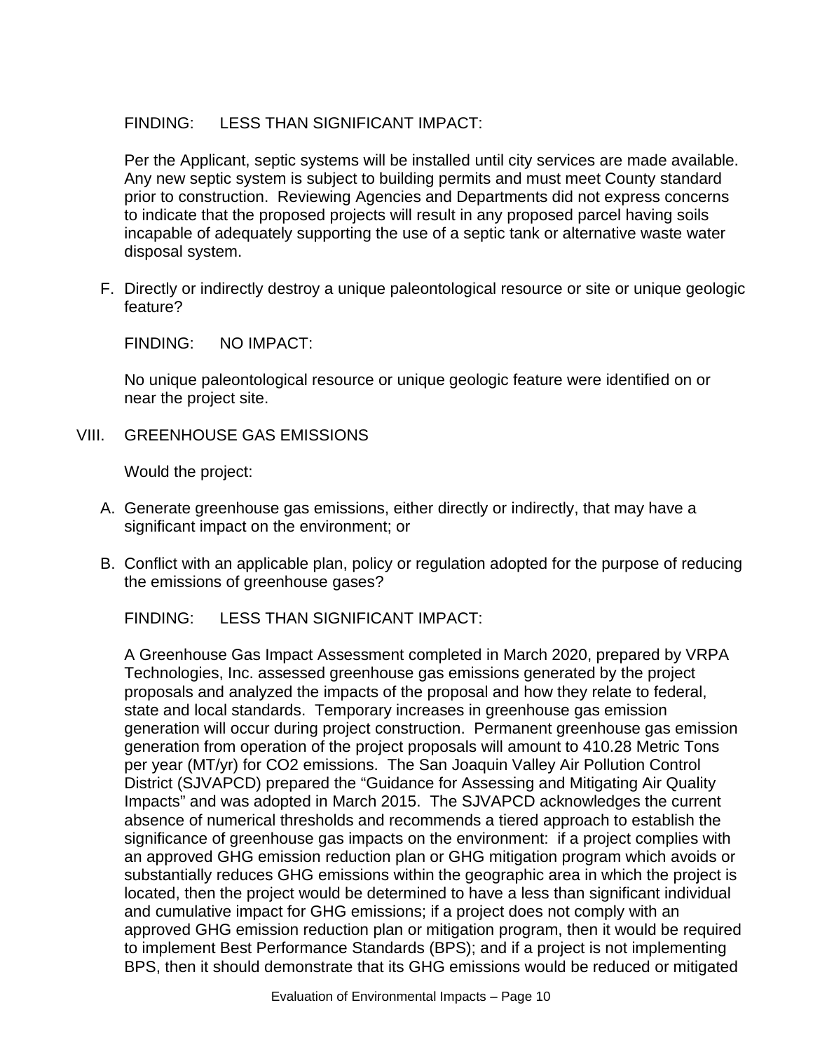FINDING: LESS THAN SIGNIFICANT IMPACT:

Per the Applicant, septic systems will be installed until city services are made available. Any new septic system is subject to building permits and must meet County standard prior to construction. Reviewing Agencies and Departments did not express concerns to indicate that the proposed projects will result in any proposed parcel having soils incapable of adequately supporting the use of a septic tank or alternative waste water disposal system.

F. Directly or indirectly destroy a unique paleontological resource or site or unique geologic feature?

FINDING: NO IMPACT:

No unique paleontological resource or unique geologic feature were identified on or near the project site.

## VIII. GREENHOUSE GAS EMISSIONS

Would the project:

A. Generate greenhouse gas emissions, either directly or indirectly, that may have a significant impact on the environment; or

B. Conflict with an applicable plan, policy or regulation adopted for the purpose of reducing the emissions of greenhouse gases?

FINDING: LESS THAN SIGNIFICANT IMPACT:

A Greenhouse Gas Impact Assessment completed in March 2020, prepared by VRPA Technologies, Inc. assessed greenhouse gas emissions generated by the project proposals and analyzed the impacts of the proposal and how they relate to federal, state and local standards. Temporary increases in greenhouse gas emission generation will occur during project construction. Permanent greenhouse gas emission generation from operation of the project proposals will amount to 410.28 Metric Tons per year (MT/yr) for CO2 emissions. The San Joaquin Valley Air Pollution Control District (SJVAPCD) prepared the "Guidance for Assessing and Mitigating Air Quality Impacts" and was adopted in March 2015. The SJVAPCD acknowledges the current absence of numerical thresholds and recommends a tiered approach to establish the significance of greenhouse gas impacts on the environment: if a project complies with an approved GHG emission reduction plan or GHG mitigation program which avoids or substantially reduces GHG emissions within the geographic area in which the project is located, then the project would be determined to have a less than significant individual and cumulative impact for GHG emissions; if a project does not comply with an approved GHG emission reduction plan or mitigation program, then it would be required to implement Best Performance Standards (BPS); and if a project is not implementing BPS, then it should demonstrate that its GHG emissions would be reduced or mitigated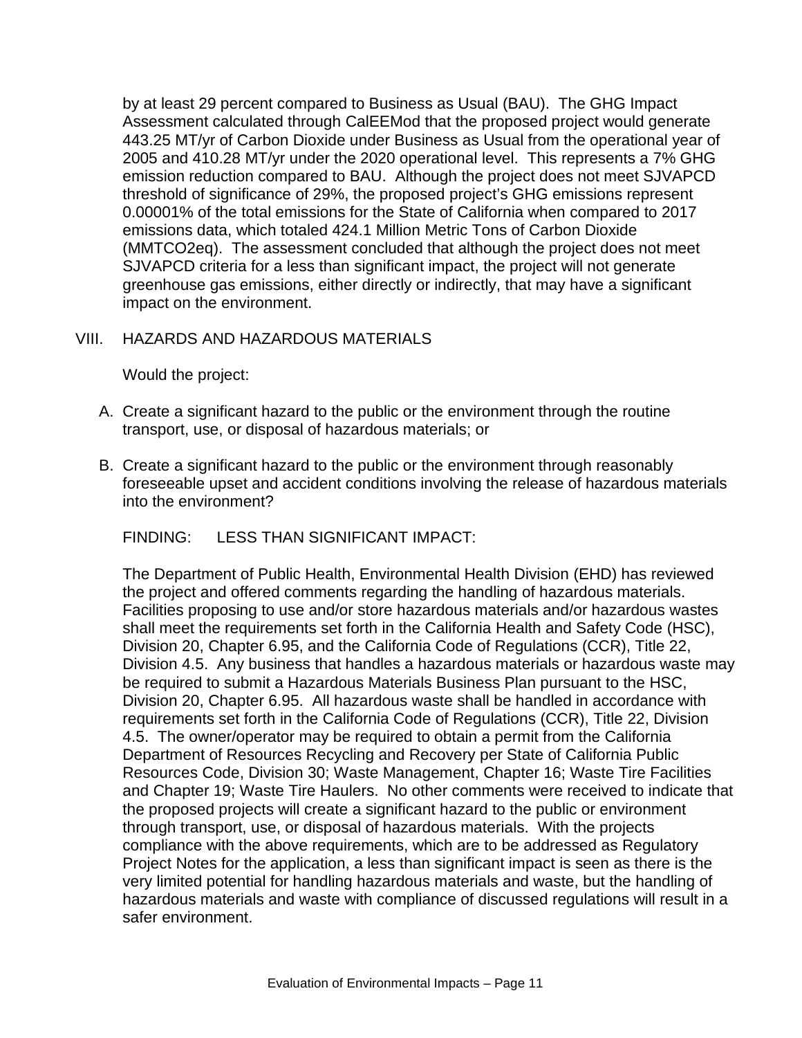by at least 29 percent compared to Business as Usual (BAU). The GHG Impact Assessment calculated through CalEEMod that the proposed project would generate 443.25 MT/yr of Carbon Dioxide under Business as Usual from the operational year of 2005 and 410.28 MT/yr under the 2020 operational level. This represents a 7% GHG emission reduction compared to BAU. Although the project does not meet SJVAPCD threshold of significance of 29%, the proposed project's GHG emissions represent 0.00001% of the total emissions for the State of California when compared to 2017 emissions data, which totaled 424.1 Million Metric Tons of Carbon Dioxide (MMTCO2eq). The assessment concluded that although the project does not meet SJVAPCD criteria for a less than significant impact, the project will not generate greenhouse gas emissions, either directly or indirectly, that may have a significant impact on the environment.

## VIII. HAZARDS AND HAZARDOUS MATERIALS

Would the project:

A. Create a significant hazard to the public or the environment through the routine transport, use, or disposal of hazardous materials; or

B. Create a significant hazard to the public or the environment through reasonably foreseeable upset and accident conditions involving the release of hazardous materials into the environment?

FINDING: LESS THAN SIGNIFICANT IMPACT:

The Department of Public Health, Environmental Health Division (EHD) has reviewed the project and offered comments regarding the handling of hazardous materials. Facilities proposing to use and/or store hazardous materials and/or hazardous wastes shall meet the requirements set forth in the California Health and Safety Code (HSC), Division 20, Chapter 6.95, and the California Code of Regulations (CCR), Title 22, Division 4.5. Any business that handles a hazardous materials or hazardous waste may be required to submit a Hazardous Materials Business Plan pursuant to the HSC, Division 20, Chapter 6.95. All hazardous waste shall be handled in accordance with requirements set forth in the California Code of Regulations (CCR), Title 22, Division 4.5. The owner/operator may be required to obtain a permit from the California Department of Resources Recycling and Recovery per State of California Public Resources Code, Division 30; Waste Management, Chapter 16; Waste Tire Facilities and Chapter 19; Waste Tire Haulers. No other comments were received to indicate that the proposed projects will create a significant hazard to the public or environment through transport, use, or disposal of hazardous materials. With the projects compliance with the above requirements, which are to be addressed as Regulatory Project Notes for the application, a less than significant impact is seen as there is the very limited potential for handling hazardous materials and waste, but the handling of hazardous materials and waste with compliance of discussed regulations will result in a safer environment.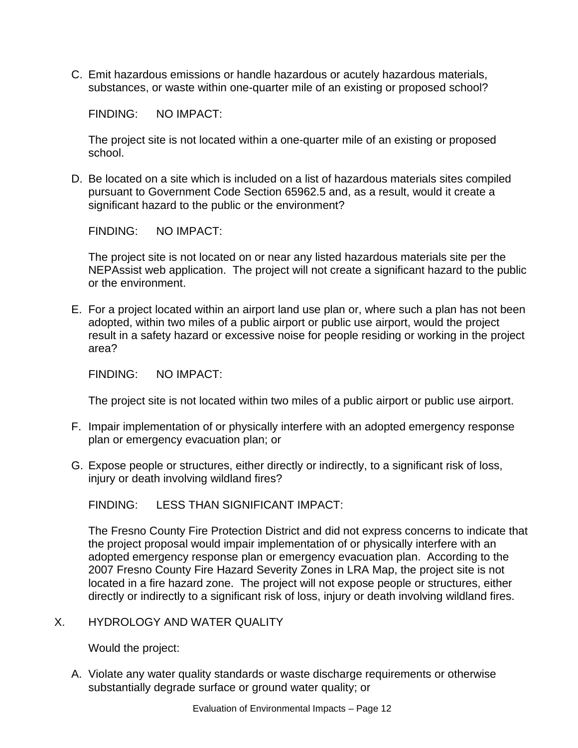C. Emit hazardous emissions or handle hazardous or acutely hazardous materials, substances, or waste within one-quarter mile of an existing or proposed school?

FINDING: NO IMPACT:

The project site is not located within a one-quarter mile of an existing or proposed school.

D. Be located on a site which is included on a list of hazardous materials sites compiled pursuant to Government Code Section 65962.5 and, as a result, would it create a significant hazard to the public or the environment?

FINDING: NO IMPACT:

The project site is not located on or near any listed hazardous materials site per the NEPAssist web application. The project will not create a significant hazard to the public or the environment.

E. For a project located within an airport land use plan or, where such a plan has not been adopted, within two miles of a public airport or public use airport, would the project result in a safety hazard or excessive noise for people residing or working in the project area?

FINDING: NO IMPACT:

The project site is not located within two miles of a public airport or public use airport.

F. Impair implementation of or physically interfere with an adopted emergency response plan or emergency evacuation plan; or

G. Expose people or structures, either directly or indirectly, to a significant risk of loss, injury or death involving wildland fires?

FINDING: LESS THAN SIGNIFICANT IMPACT:

The Fresno County Fire Protection District and did not express concerns to indicate that the project proposal would impair implementation of or physically interfere with an adopted emergency response plan or emergency evacuation plan. According to the 2007 Fresno County Fire Hazard Severity Zones in LRA Map, the project site is not located in a fire hazard zone. The project will not expose people or structures, either directly or indirectly to a significant risk of loss, injury or death involving wildland fires.

## X. HYDROLOGY AND WATER QUALITY

Would the project:

A. Violate any water quality standards or waste discharge requirements or otherwise substantially degrade surface or ground water quality; or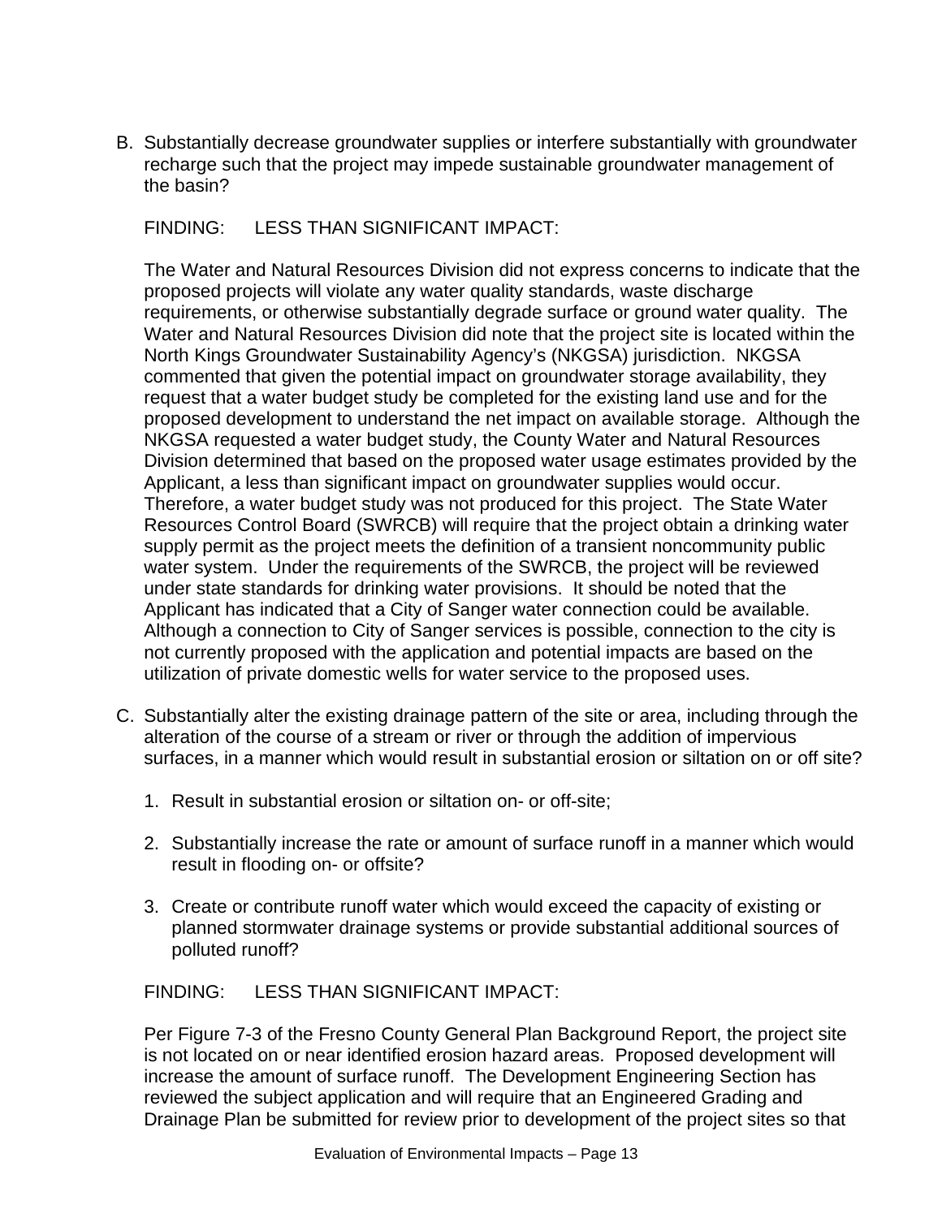B. Substantially decrease groundwater supplies or interfere substantially with groundwater recharge such that the project may impede sustainable groundwater management of the basin?

   FINDING: LESS THAN SIGNIFICANT IMPACT:

   The Water and Natural Resources Division did not express concerns to indicate that the proposed projects will violate any water quality standards, waste discharge requirements, or otherwise substantially degrade surface or ground water quality. The Water and Natural Resources Division did note that the project site is located within the North Kings Groundwater Sustainability Agency's (NKGSA) jurisdiction. NKGSA commented that given the potential impact on groundwater storage availability, they request that a water budget study be completed for the existing land use and for the proposed development to understand the net impact on available storage. Although the NKGSA requested a water budget study, the County Water and Natural Resources Division determined that based on the proposed water usage estimates provided by the Applicant, a less than significant impact on groundwater supplies would occur. Therefore, a water budget study was not produced for this project. The State Water Resources Control Board (SWRCB) will require that the project obtain a drinking water supply permit as the project meets the definition of a transient noncommunity public water system. Under the requirements of the SWRCB, the project will be reviewed under state standards for drinking water provisions. It should be noted that the Applicant has indicated that a City of Sanger water connection could be available. Although a connection to City of Sanger services is possible, connection to the city is not currently proposed with the application and potential impacts are based on the utilization of private domestic wells for water service to the proposed uses.

C. Substantially alter the existing drainage pattern of the site or area, including through the alteration of the course of a stream or river or through the addition of impervious surfaces, in a manner which would result in substantial erosion or siltation on or off site?

   1. Result in substantial erosion or siltation on- or off-site;

   2. Substantially increase the rate or amount of surface runoff in a manner which would result in flooding on- or offsite?

   3. Create or contribute runoff water which would exceed the capacity of existing or planned stormwater drainage systems or provide substantial additional sources of polluted runoff?

   FINDING: LESS THAN SIGNIFICANT IMPACT:

   Per Figure 7-3 of the Fresno County General Plan Background Report, the project site is not located on or near identified erosion hazard areas. Proposed development will increase the amount of surface runoff. The Development Engineering Section has reviewed the subject application and will require that an Engineered Grading and Drainage Plan be submitted for review prior to development of the project sites so that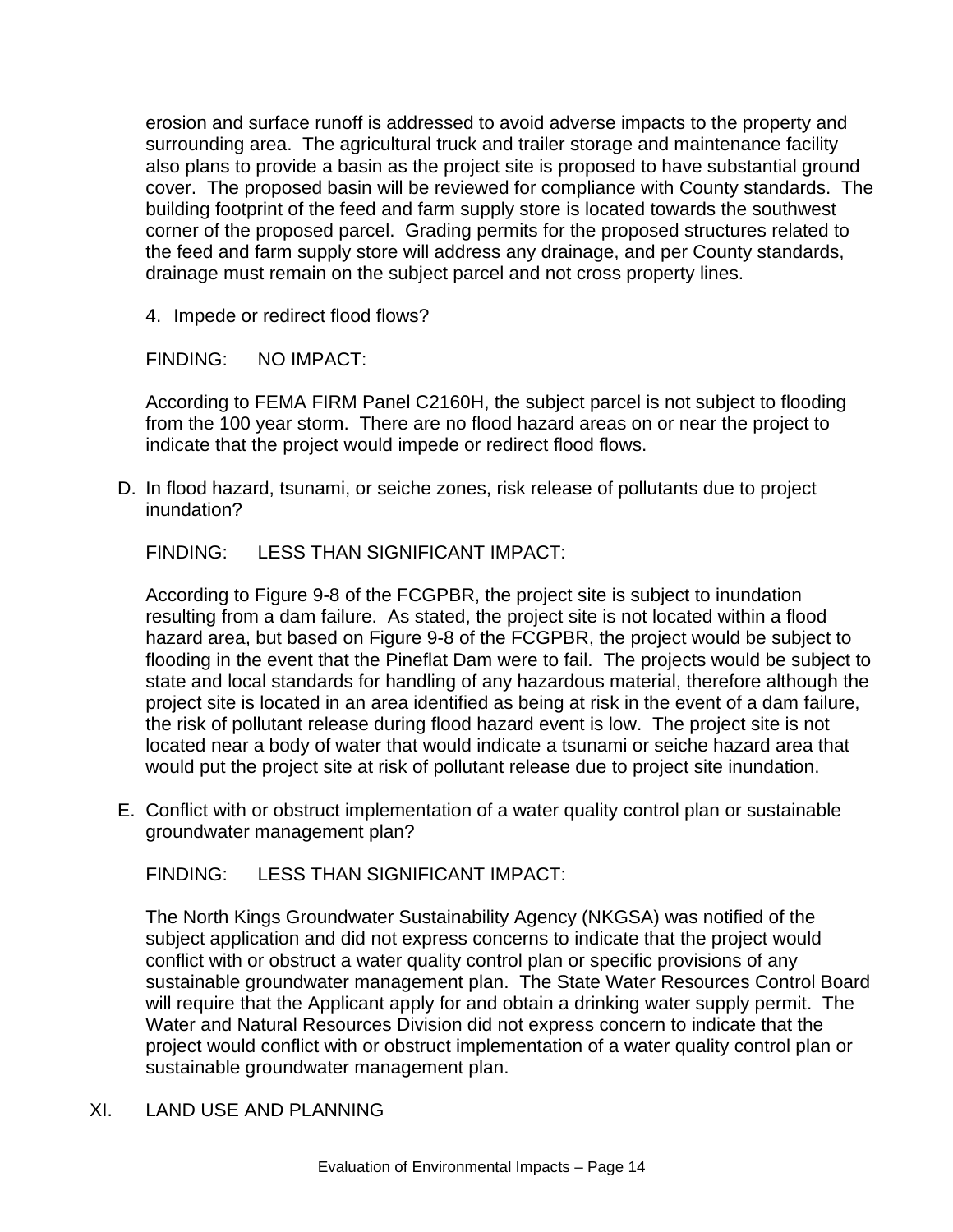erosion and surface runoff is addressed to avoid adverse impacts to the property and surrounding area. The agricultural truck and trailer storage and maintenance facility also plans to provide a basin as the project site is proposed to have substantial ground cover. The proposed basin will be reviewed for compliance with County standards. The building footprint of the feed and farm supply store is located towards the southwest corner of the proposed parcel. Grading permits for the proposed structures related to the feed and farm supply store will address any drainage, and per County standards, drainage must remain on the subject parcel and not cross property lines.

4. Impede or redirect flood flows?

FINDING: NO IMPACT:

According to FEMA FIRM Panel C2160H, the subject parcel is not subject to flooding from the 100 year storm. There are no flood hazard areas on or near the project to indicate that the project would impede or redirect flood flows.

D. In flood hazard, tsunami, or seiche zones, risk release of pollutants due to project inundation?

FINDING: LESS THAN SIGNIFICANT IMPACT:

According to Figure 9-8 of the FCGPBR, the project site is subject to inundation resulting from a dam failure. As stated, the project site is not located within a flood hazard area, but based on Figure 9-8 of the FCGPBR, the project would be subject to flooding in the event that the Pineflat Dam were to fail. The projects would be subject to state and local standards for handling of any hazardous material, therefore although the project site is located in an area identified as being at risk in the event of a dam failure, the risk of pollutant release during flood hazard event is low. The project site is not located near a body of water that would indicate a tsunami or seiche hazard area that would put the project site at risk of pollutant release due to project site inundation.

E. Conflict with or obstruct implementation of a water quality control plan or sustainable groundwater management plan?

FINDING: LESS THAN SIGNIFICANT IMPACT:

The North Kings Groundwater Sustainability Agency (NKGSA) was notified of the subject application and did not express concerns to indicate that the project would conflict with or obstruct a water quality control plan or specific provisions of any sustainable groundwater management plan. The State Water Resources Control Board will require that the Applicant apply for and obtain a drinking water supply permit. The Water and Natural Resources Division did not express concern to indicate that the project would conflict with or obstruct implementation of a water quality control plan or sustainable groundwater management plan.

## XI. LAND USE AND PLANNING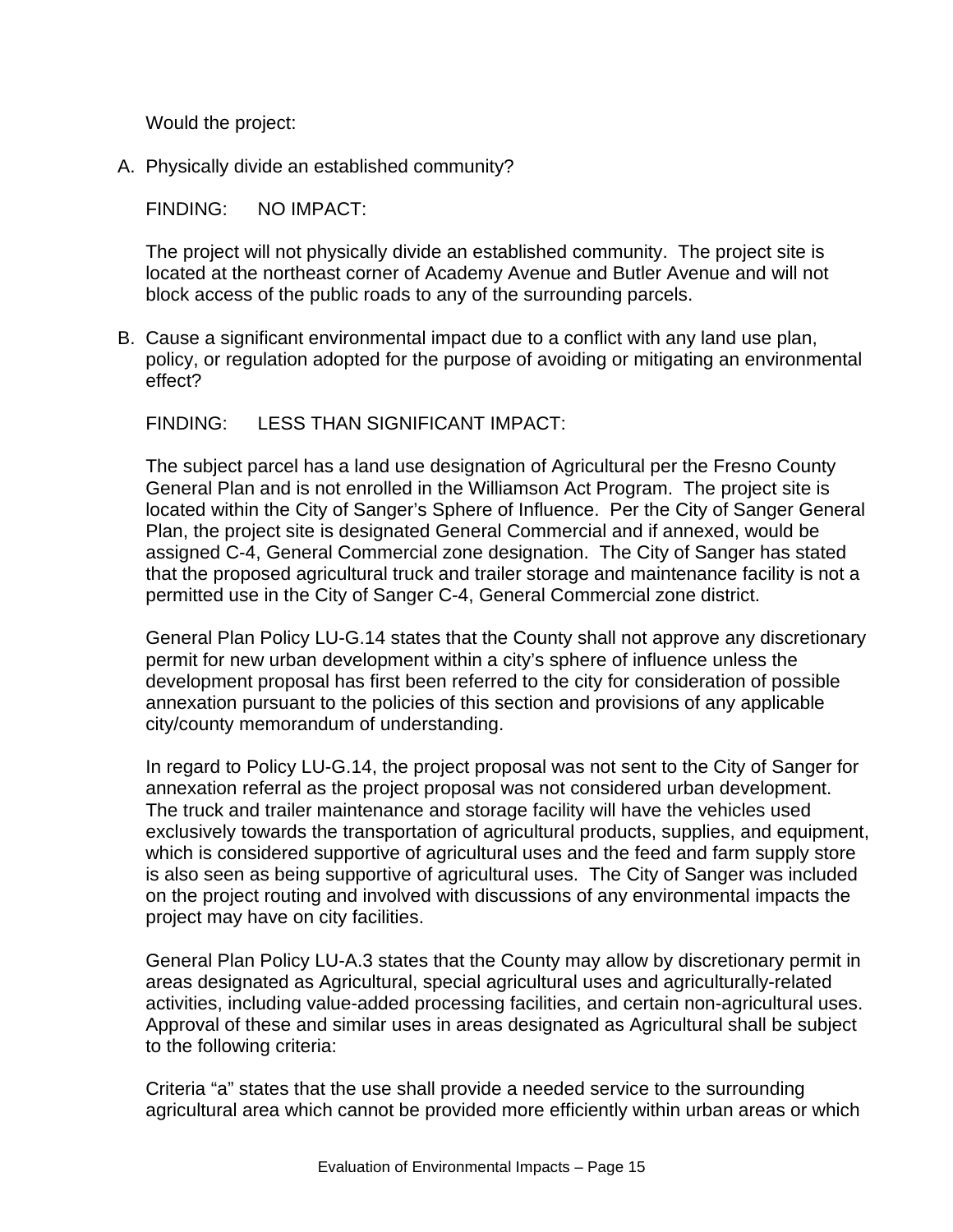Would the project:

A. Physically divide an established community?

FINDING: NO IMPACT:

The project will not physically divide an established community. The project site is located at the northeast corner of Academy Avenue and Butler Avenue and will not block access of the public roads to any of the surrounding parcels.

B. Cause a significant environmental impact due to a conflict with any land use plan, policy, or regulation adopted for the purpose of avoiding or mitigating an environmental effect?

FINDING: LESS THAN SIGNIFICANT IMPACT:

The subject parcel has a land use designation of Agricultural per the Fresno County General Plan and is not enrolled in the Williamson Act Program. The project site is located within the City of Sanger's Sphere of Influence. Per the City of Sanger General Plan, the project site is designated General Commercial and if annexed, would be assigned C-4, General Commercial zone designation. The City of Sanger has stated that the proposed agricultural truck and trailer storage and maintenance facility is not a permitted use in the City of Sanger C-4, General Commercial zone district.

General Plan Policy LU-G.14 states that the County shall not approve any discretionary permit for new urban development within a city's sphere of influence unless the development proposal has first been referred to the city for consideration of possible annexation pursuant to the policies of this section and provisions of any applicable city/county memorandum of understanding.

In regard to Policy LU-G.14, the project proposal was not sent to the City of Sanger for annexation referral as the project proposal was not considered urban development. The truck and trailer maintenance and storage facility will have the vehicles used exclusively towards the transportation of agricultural products, supplies, and equipment, which is considered supportive of agricultural uses and the feed and farm supply store is also seen as being supportive of agricultural uses. The City of Sanger was included on the project routing and involved with discussions of any environmental impacts the project may have on city facilities.

General Plan Policy LU-A.3 states that the County may allow by discretionary permit in areas designated as Agricultural, special agricultural uses and agriculturally-related activities, including value-added processing facilities, and certain non-agricultural uses. Approval of these and similar uses in areas designated as Agricultural shall be subject to the following criteria:

Criteria "a" states that the use shall provide a needed service to the surrounding agricultural area which cannot be provided more efficiently within urban areas or which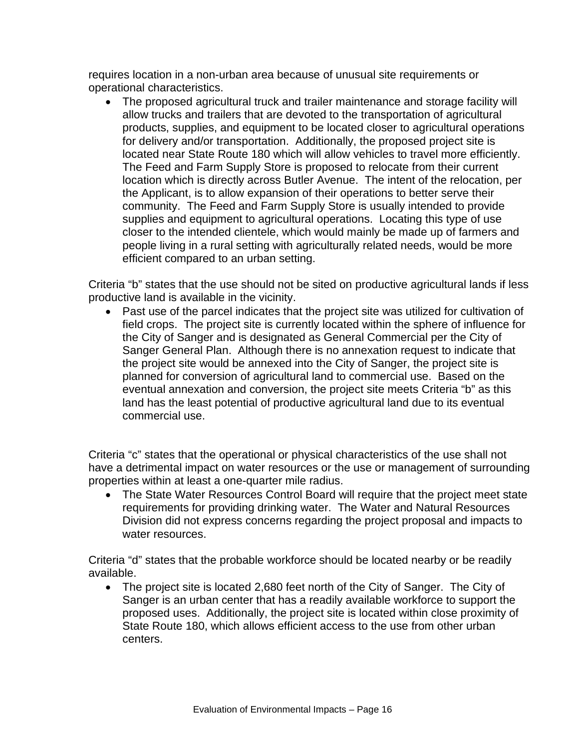requires location in a non-urban area because of unusual site requirements or operational characteristics.

- The proposed agricultural truck and trailer maintenance and storage facility will allow trucks and trailers that are devoted to the transportation of agricultural products, supplies, and equipment to be located closer to agricultural operations for delivery and/or transportation. Additionally, the proposed project site is located near State Route 180 which will allow vehicles to travel more efficiently. The Feed and Farm Supply Store is proposed to relocate from their current location which is directly across Butler Avenue. The intent of the relocation, per the Applicant, is to allow expansion of their operations to better serve their community. The Feed and Farm Supply Store is usually intended to provide supplies and equipment to agricultural operations. Locating this type of use closer to the intended clientele, which would mainly be made up of farmers and people living in a rural setting with agriculturally related needs, would be more efficient compared to an urban setting.

Criteria "b" states that the use should not be sited on productive agricultural lands if less productive land is available in the vicinity.

- Past use of the parcel indicates that the project site was utilized for cultivation of field crops. The project site is currently located within the sphere of influence for the City of Sanger and is designated as General Commercial per the City of Sanger General Plan. Although there is no annexation request to indicate that the project site would be annexed into the City of Sanger, the project site is planned for conversion of agricultural land to commercial use. Based on the eventual annexation and conversion, the project site meets Criteria "b" as this land has the least potential of productive agricultural land due to its eventual commercial use.

Criteria "c" states that the operational or physical characteristics of the use shall not have a detrimental impact on water resources or the use or management of surrounding properties within at least a one-quarter mile radius.

- The State Water Resources Control Board will require that the project meet state requirements for providing drinking water. The Water and Natural Resources Division did not express concerns regarding the project proposal and impacts to water resources.

Criteria "d" states that the probable workforce should be located nearby or be readily available.

- The project site is located 2,680 feet north of the City of Sanger. The City of Sanger is an urban center that has a readily available workforce to support the proposed uses. Additionally, the project site is located within close proximity of State Route 180, which allows efficient access to the use from other urban centers.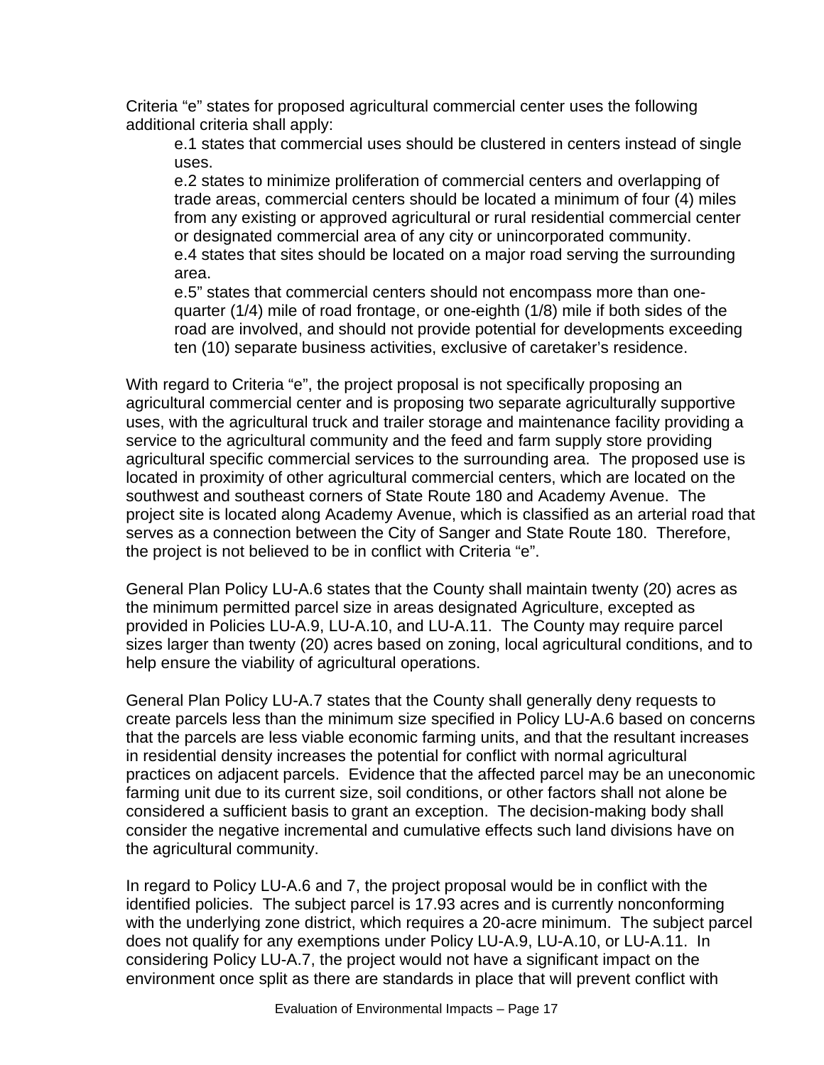Criteria “e” states for proposed agricultural commercial center uses the following additional criteria shall apply:

> e.1 states that commercial uses should be clustered in centers instead of single uses.
> e.2 states to minimize proliferation of commercial centers and overlapping of trade areas, commercial centers should be located a minimum of four (4) miles from any existing or approved agricultural or rural residential commercial center or designated commercial area of any city or unincorporated community.
> e.4 states that sites should be located on a major road serving the surrounding area.
> e.5” states that commercial centers should not encompass more than one-quarter (1/4) mile of road frontage, or one-eighth (1/8) mile if both sides of the road are involved, and should not provide potential for developments exceeding ten (10) separate business activities, exclusive of caretaker’s residence.

With regard to Criteria “e”, the project proposal is not specifically proposing an agricultural commercial center and is proposing two separate agriculturally supportive uses, with the agricultural truck and trailer storage and maintenance facility providing a service to the agricultural community and the feed and farm supply store providing agricultural specific commercial services to the surrounding area. The proposed use is located in proximity of other agricultural commercial centers, which are located on the southwest and southeast corners of State Route 180 and Academy Avenue. The project site is located along Academy Avenue, which is classified as an arterial road that serves as a connection between the City of Sanger and State Route 180. Therefore, the project is not believed to be in conflict with Criteria “e”.

General Plan Policy LU-A.6 states that the County shall maintain twenty (20) acres as the minimum permitted parcel size in areas designated Agriculture, excepted as provided in Policies LU-A.9, LU-A.10, and LU-A.11. The County may require parcel sizes larger than twenty (20) acres based on zoning, local agricultural conditions, and to help ensure the viability of agricultural operations.

General Plan Policy LU-A.7 states that the County shall generally deny requests to create parcels less than the minimum size specified in Policy LU-A.6 based on concerns that the parcels are less viable economic farming units, and that the resultant increases in residential density increases the potential for conflict with normal agricultural practices on adjacent parcels. Evidence that the affected parcel may be an uneconomic farming unit due to its current size, soil conditions, or other factors shall not alone be considered a sufficient basis to grant an exception. The decision-making body shall consider the negative incremental and cumulative effects such land divisions have on the agricultural community.

In regard to Policy LU-A.6 and 7, the project proposal would be in conflict with the identified policies. The subject parcel is 17.93 acres and is currently nonconforming with the underlying zone district, which requires a 20-acre minimum. The subject parcel does not qualify for any exemptions under Policy LU-A.9, LU-A.10, or LU-A.11. In considering Policy LU-A.7, the project would not have a significant impact on the environment once split as there are standards in place that will prevent conflict with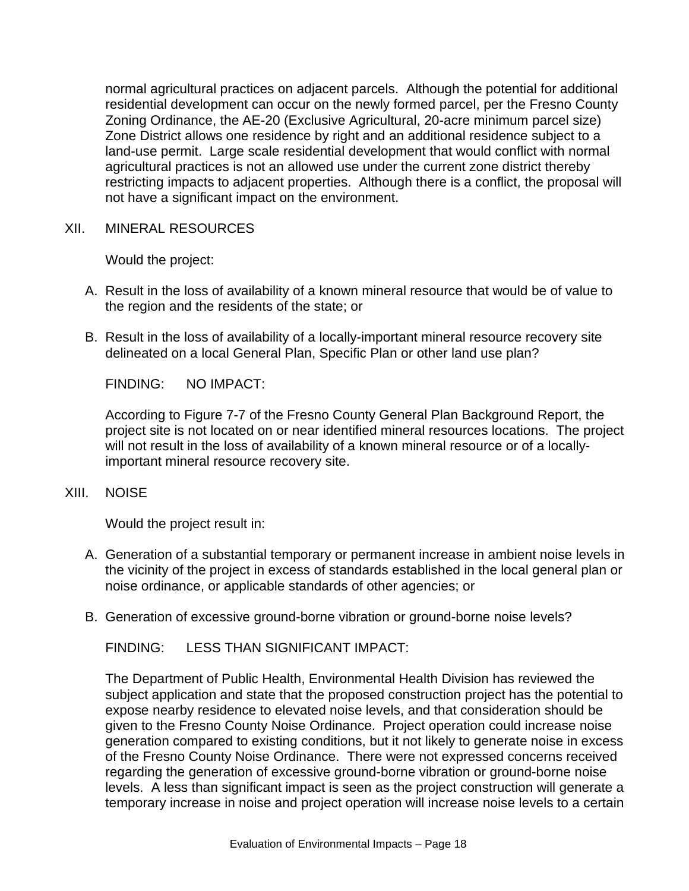normal agricultural practices on adjacent parcels. Although the potential for additional residential development can occur on the newly formed parcel, per the Fresno County Zoning Ordinance, the AE-20 (Exclusive Agricultural, 20-acre minimum parcel size) Zone District allows one residence by right and an additional residence subject to a land-use permit. Large scale residential development that would conflict with normal agricultural practices is not an allowed use under the current zone district thereby restricting impacts to adjacent properties. Although there is a conflict, the proposal will not have a significant impact on the environment.

## XII. MINERAL RESOURCES

Would the project:

A. Result in the loss of availability of a known mineral resource that would be of value to the region and the residents of the state; or

B. Result in the loss of availability of a locally-important mineral resource recovery site delineated on a local General Plan, Specific Plan or other land use plan?

FINDING: NO IMPACT:

According to Figure 7-7 of the Fresno County General Plan Background Report, the project site is not located on or near identified mineral resources locations. The project will not result in the loss of availability of a known mineral resource or of a locally-important mineral resource recovery site.

## XIII. NOISE

Would the project result in:

A. Generation of a substantial temporary or permanent increase in ambient noise levels in the vicinity of the project in excess of standards established in the local general plan or noise ordinance, or applicable standards of other agencies; or

B. Generation of excessive ground-borne vibration or ground-borne noise levels?

FINDING: LESS THAN SIGNIFICANT IMPACT:

The Department of Public Health, Environmental Health Division has reviewed the subject application and state that the proposed construction project has the potential to expose nearby residence to elevated noise levels, and that consideration should be given to the Fresno County Noise Ordinance. Project operation could increase noise generation compared to existing conditions, but it not likely to generate noise in excess of the Fresno County Noise Ordinance. There were not expressed concerns received regarding the generation of excessive ground-borne vibration or ground-borne noise levels. A less than significant impact is seen as the project construction will generate a temporary increase in noise and project operation will increase noise levels to a certain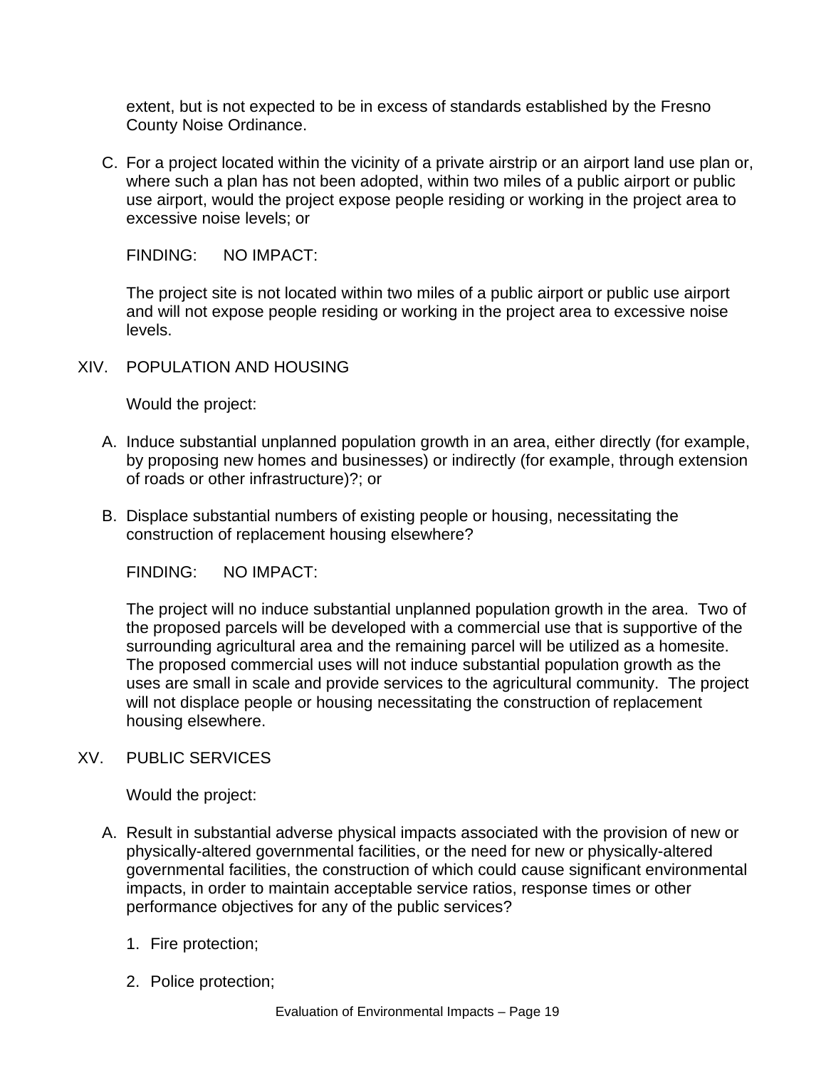extent, but is not expected to be in excess of standards established by the Fresno County Noise Ordinance.

C. For a project located within the vicinity of a private airstrip or an airport land use plan or, where such a plan has not been adopted, within two miles of a public airport or public use airport, would the project expose people residing or working in the project area to excessive noise levels; or

FINDING: NO IMPACT:

The project site is not located within two miles of a public airport or public use airport and will not expose people residing or working in the project area to excessive noise levels.

## XIV. POPULATION AND HOUSING

Would the project:

A. Induce substantial unplanned population growth in an area, either directly (for example, by proposing new homes and businesses) or indirectly (for example, through extension of roads or other infrastructure)?; or

B. Displace substantial numbers of existing people or housing, necessitating the construction of replacement housing elsewhere?

FINDING: NO IMPACT:

The project will no induce substantial unplanned population growth in the area. Two of the proposed parcels will be developed with a commercial use that is supportive of the surrounding agricultural area and the remaining parcel will be utilized as a homesite. The proposed commercial uses will not induce substantial population growth as the uses are small in scale and provide services to the agricultural community. The project will not displace people or housing necessitating the construction of replacement housing elsewhere.

## XV. PUBLIC SERVICES

Would the project:

A. Result in substantial adverse physical impacts associated with the provision of new or physically-altered governmental facilities, or the need for new or physically-altered governmental facilities, the construction of which could cause significant environmental impacts, in order to maintain acceptable service ratios, response times or other performance objectives for any of the public services?

1. Fire protection;

2. Police protection;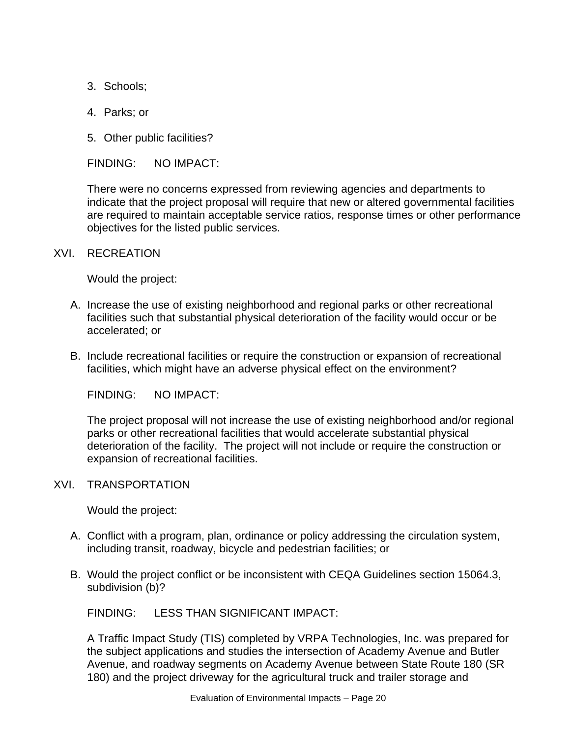3. Schools;

4. Parks; or

5. Other public facilities?

FINDING: NO IMPACT:

There were no concerns expressed from reviewing agencies and departments to indicate that the project proposal will require that new or altered governmental facilities are required to maintain acceptable service ratios, response times or other performance objectives for the listed public services.

## XVI. RECREATION

Would the project:

A. Increase the use of existing neighborhood and regional parks or other recreational facilities such that substantial physical deterioration of the facility would occur or be accelerated; or

B. Include recreational facilities or require the construction or expansion of recreational facilities, which might have an adverse physical effect on the environment?

FINDING: NO IMPACT:

The project proposal will not increase the use of existing neighborhood and/or regional parks or other recreational facilities that would accelerate substantial physical deterioration of the facility. The project will not include or require the construction or expansion of recreational facilities.

## XVI. TRANSPORTATION

Would the project:

A. Conflict with a program, plan, ordinance or policy addressing the circulation system, including transit, roadway, bicycle and pedestrian facilities; or

B. Would the project conflict or be inconsistent with CEQA Guidelines section 15064.3, subdivision (b)?

FINDING: LESS THAN SIGNIFICANT IMPACT:

A Traffic Impact Study (TIS) completed by VRPA Technologies, Inc. was prepared for the subject applications and studies the intersection of Academy Avenue and Butler Avenue, and roadway segments on Academy Avenue between State Route 180 (SR 180) and the project driveway for the agricultural truck and trailer storage and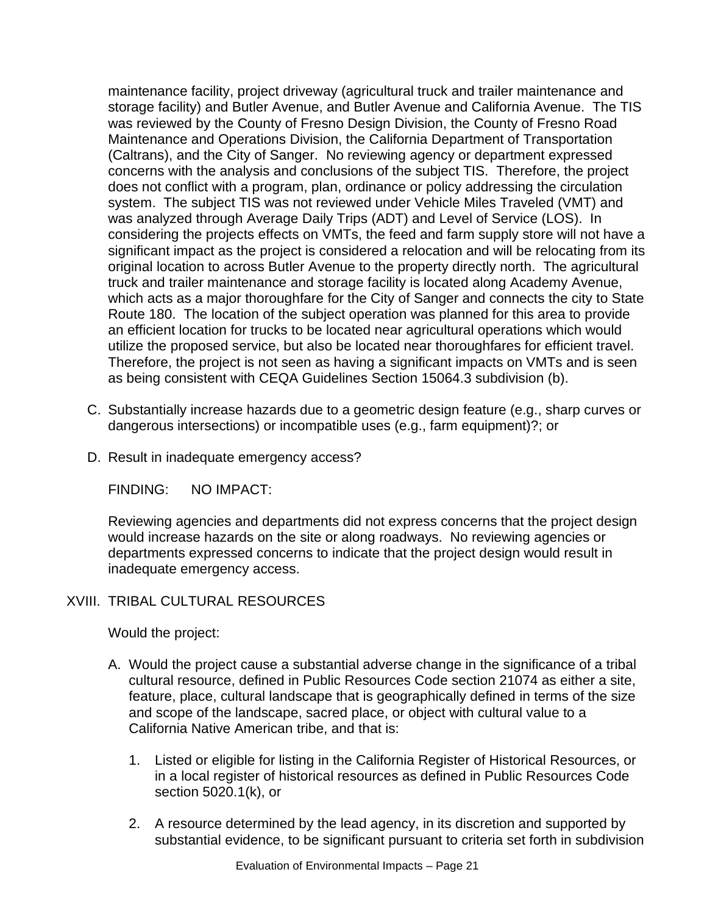maintenance facility, project driveway (agricultural truck and trailer maintenance and storage facility) and Butler Avenue, and Butler Avenue and California Avenue. The TIS was reviewed by the County of Fresno Design Division, the County of Fresno Road Maintenance and Operations Division, the California Department of Transportation (Caltrans), and the City of Sanger. No reviewing agency or department expressed concerns with the analysis and conclusions of the subject TIS. Therefore, the project does not conflict with a program, plan, ordinance or policy addressing the circulation system. The subject TIS was not reviewed under Vehicle Miles Traveled (VMT) and was analyzed through Average Daily Trips (ADT) and Level of Service (LOS). In considering the projects effects on VMTs, the feed and farm supply store will not have a significant impact as the project is considered a relocation and will be relocating from its original location to across Butler Avenue to the property directly north. The agricultural truck and trailer maintenance and storage facility is located along Academy Avenue, which acts as a major thoroughfare for the City of Sanger and connects the city to State Route 180. The location of the subject operation was planned for this area to provide an efficient location for trucks to be located near agricultural operations which would utilize the proposed service, but also be located near thoroughfares for efficient travel. Therefore, the project is not seen as having a significant impacts on VMTs and is seen as being consistent with CEQA Guidelines Section 15064.3 subdivision (b).

C. Substantially increase hazards due to a geometric design feature (e.g., sharp curves or dangerous intersections) or incompatible uses (e.g., farm equipment)?; or

D. Result in inadequate emergency access?

FINDING: NO IMPACT:

Reviewing agencies and departments did not express concerns that the project design would increase hazards on the site or along roadways. No reviewing agencies or departments expressed concerns to indicate that the project design would result in inadequate emergency access.

## XVIII. TRIBAL CULTURAL RESOURCES

Would the project:

A. Would the project cause a substantial adverse change in the significance of a tribal cultural resource, defined in Public Resources Code section 21074 as either a site, feature, place, cultural landscape that is geographically defined in terms of the size and scope of the landscape, sacred place, or object with cultural value to a California Native American tribe, and that is:

1. Listed or eligible for listing in the California Register of Historical Resources, or in a local register of historical resources as defined in Public Resources Code section 5020.1(k), or

2. A resource determined by the lead agency, in its discretion and supported by substantial evidence, to be significant pursuant to criteria set forth in subdivision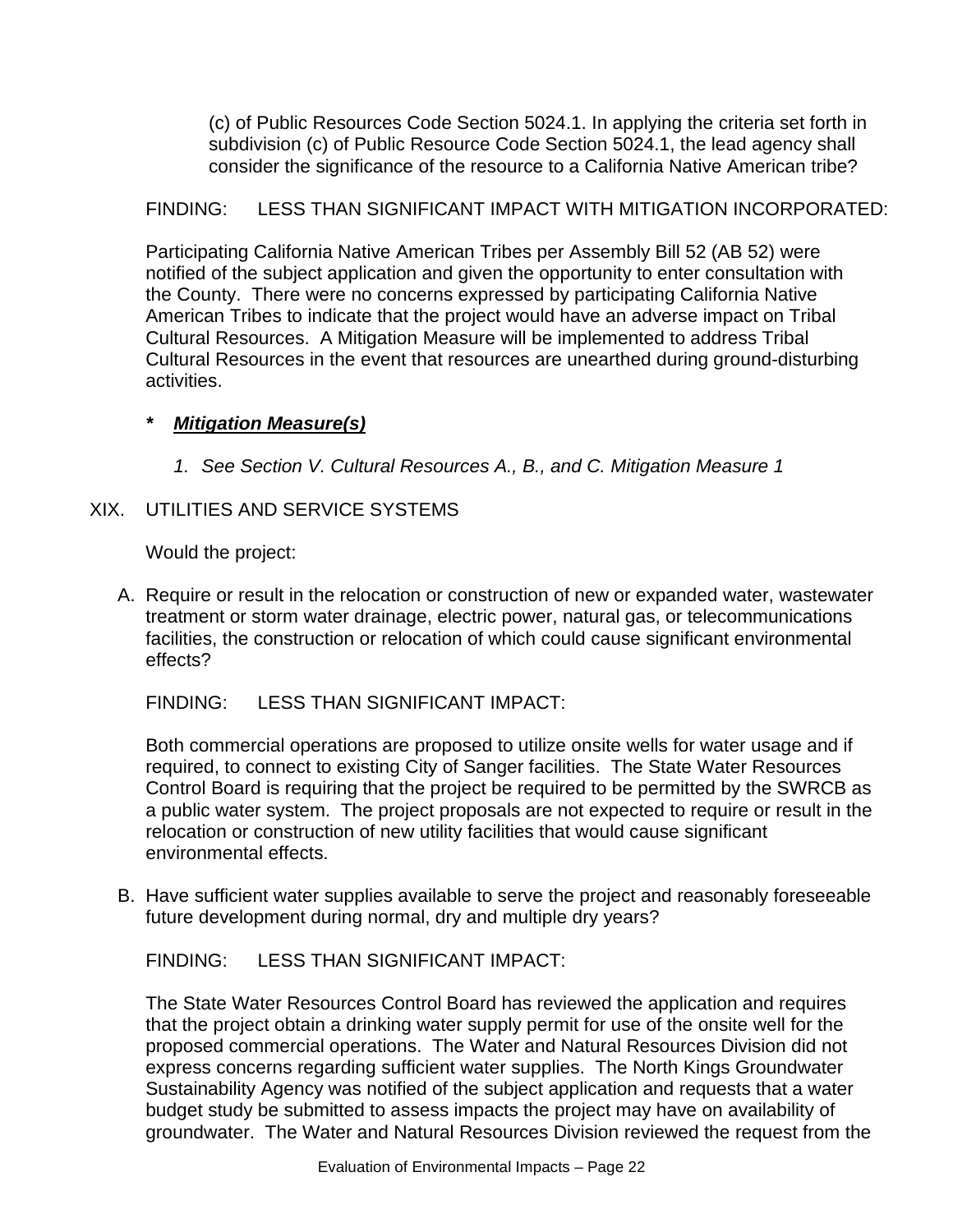(c) of Public Resources Code Section 5024.1. In applying the criteria set forth in subdivision (c) of Public Resource Code Section 5024.1, the lead agency shall consider the significance of the resource to a California Native American tribe?

FINDING: LESS THAN SIGNIFICANT IMPACT WITH MITIGATION INCORPORATED:

Participating California Native American Tribes per Assembly Bill 52 (AB 52) were notified of the subject application and given the opportunity to enter consultation with the County. There were no concerns expressed by participating California Native American Tribes to indicate that the project would have an adverse impact on Tribal Cultural Resources. A Mitigation Measure will be implemented to address Tribal Cultural Resources in the event that resources are unearthed during ground-disturbing activities.

**\*** ***Mitigation Measure(s)***

1. *See Section V. Cultural Resources A., B., and C. Mitigation Measure 1*

## XIX. UTILITIES AND SERVICE SYSTEMS

Would the project:

A. Require or result in the relocation or construction of new or expanded water, wastewater treatment or storm water drainage, electric power, natural gas, or telecommunications facilities, the construction or relocation of which could cause significant environmental effects?

FINDING: LESS THAN SIGNIFICANT IMPACT:

Both commercial operations are proposed to utilize onsite wells for water usage and if required, to connect to existing City of Sanger facilities. The State Water Resources Control Board is requiring that the project be required to be permitted by the SWRCB as a public water system. The project proposals are not expected to require or result in the relocation or construction of new utility facilities that would cause significant environmental effects.

B. Have sufficient water supplies available to serve the project and reasonably foreseeable future development during normal, dry and multiple dry years?

FINDING: LESS THAN SIGNIFICANT IMPACT:

The State Water Resources Control Board has reviewed the application and requires that the project obtain a drinking water supply permit for use of the onsite well for the proposed commercial operations. The Water and Natural Resources Division did not express concerns regarding sufficient water supplies. The North Kings Groundwater Sustainability Agency was notified of the subject application and requests that a water budget study be submitted to assess impacts the project may have on availability of groundwater. The Water and Natural Resources Division reviewed the request from the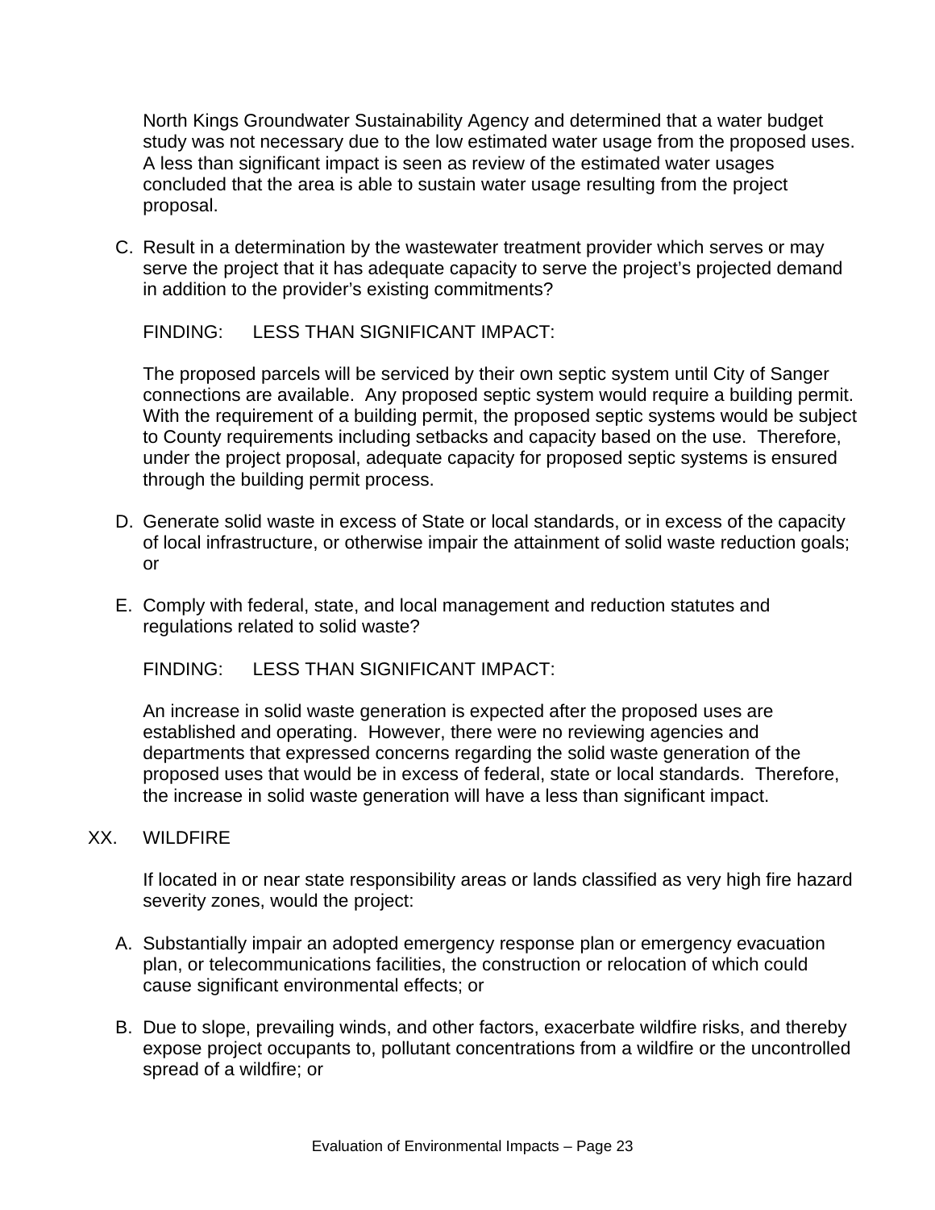North Kings Groundwater Sustainability Agency and determined that a water budget study was not necessary due to the low estimated water usage from the proposed uses. A less than significant impact is seen as review of the estimated water usages concluded that the area is able to sustain water usage resulting from the project proposal.

C. Result in a determination by the wastewater treatment provider which serves or may serve the project that it has adequate capacity to serve the project's projected demand in addition to the provider's existing commitments?

   FINDING: LESS THAN SIGNIFICANT IMPACT:

   The proposed parcels will be serviced by their own septic system until City of Sanger connections are available. Any proposed septic system would require a building permit. With the requirement of a building permit, the proposed septic systems would be subject to County requirements including setbacks and capacity based on the use. Therefore, under the project proposal, adequate capacity for proposed septic systems is ensured through the building permit process.

D. Generate solid waste in excess of State or local standards, or in excess of the capacity of local infrastructure, or otherwise impair the attainment of solid waste reduction goals; or

E. Comply with federal, state, and local management and reduction statutes and regulations related to solid waste?

   FINDING: LESS THAN SIGNIFICANT IMPACT:

   An increase in solid waste generation is expected after the proposed uses are established and operating. However, there were no reviewing agencies and departments that expressed concerns regarding the solid waste generation of the proposed uses that would be in excess of federal, state or local standards. Therefore, the increase in solid waste generation will have a less than significant impact.

## XX. WILDFIRE

If located in or near state responsibility areas or lands classified as very high fire hazard severity zones, would the project:

A. Substantially impair an adopted emergency response plan or emergency evacuation plan, or telecommunications facilities, the construction or relocation of which could cause significant environmental effects; or

B. Due to slope, prevailing winds, and other factors, exacerbate wildfire risks, and thereby expose project occupants to, pollutant concentrations from a wildfire or the uncontrolled spread of a wildfire; or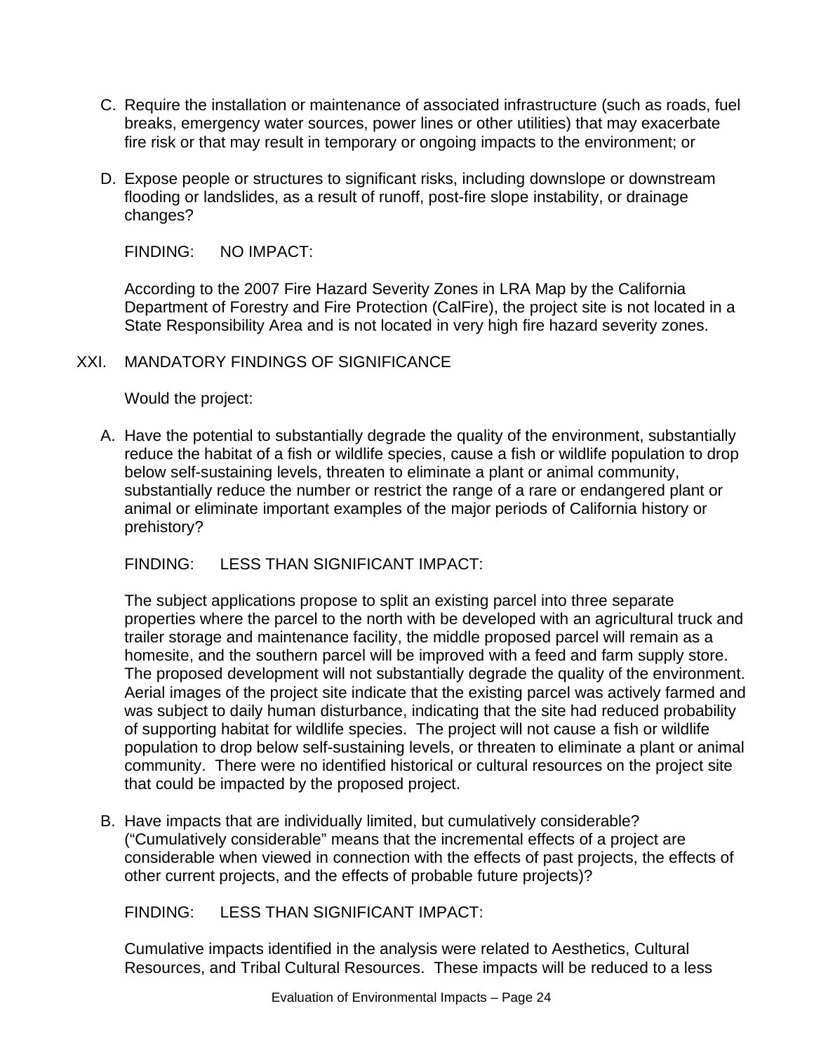C. Require the installation or maintenance of associated infrastructure (such as roads, fuel breaks, emergency water sources, power lines or other utilities) that may exacerbate fire risk or that may result in temporary or ongoing impacts to the environment; or

D. Expose people or structures to significant risks, including downslope or downstream flooding or landslides, as a result of runoff, post-fire slope instability, or drainage changes?

FINDING: NO IMPACT:

According to the 2007 Fire Hazard Severity Zones in LRA Map by the California Department of Forestry and Fire Protection (CalFire), the project site is not located in a State Responsibility Area and is not located in very high fire hazard severity zones.

XXI. MANDATORY FINDINGS OF SIGNIFICANCE

Would the project:

A. Have the potential to substantially degrade the quality of the environment, substantially reduce the habitat of a fish or wildlife species, cause a fish or wildlife population to drop below self-sustaining levels, threaten to eliminate a plant or animal community, substantially reduce the number or restrict the range of a rare or endangered plant or animal or eliminate important examples of the major periods of California history or prehistory?

FINDING: LESS THAN SIGNIFICANT IMPACT:

The subject applications propose to split an existing parcel into three separate properties where the parcel to the north with be developed with an agricultural truck and trailer storage and maintenance facility, the middle proposed parcel will remain as a homesite, and the southern parcel will be improved with a feed and farm supply store. The proposed development will not substantially degrade the quality of the environment. Aerial images of the project site indicate that the existing parcel was actively farmed and was subject to daily human disturbance, indicating that the site had reduced probability of supporting habitat for wildlife species. The project will not cause a fish or wildlife population to drop below self-sustaining levels, or threaten to eliminate a plant or animal community. There were no identified historical or cultural resources on the project site that could be impacted by the proposed project.

B. Have impacts that are individually limited, but cumulatively considerable? ("Cumulatively considerable" means that the incremental effects of a project are considerable when viewed in connection with the effects of past projects, the effects of other current projects, and the effects of probable future projects)?

FINDING: LESS THAN SIGNIFICANT IMPACT:

Cumulative impacts identified in the analysis were related to Aesthetics, Cultural Resources, and Tribal Cultural Resources. These impacts will be reduced to a less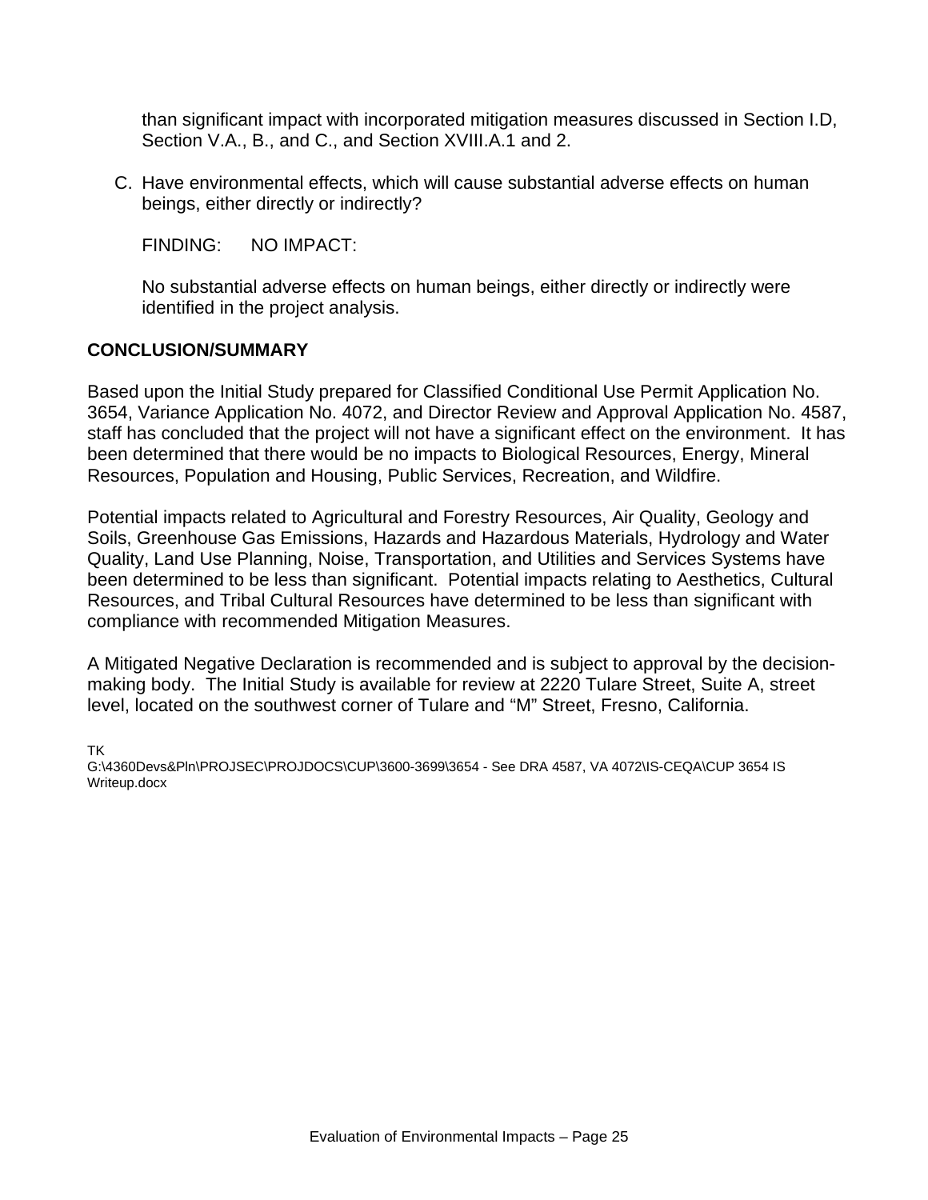than significant impact with incorporated mitigation measures discussed in Section I.D, Section V.A., B., and C., and Section XVIII.A.1 and 2.

C. Have environmental effects, which will cause substantial adverse effects on human beings, either directly or indirectly?

FINDING: NO IMPACT:

No substantial adverse effects on human beings, either directly or indirectly were identified in the project analysis.

**CONCLUSION/SUMMARY**

Based upon the Initial Study prepared for Classified Conditional Use Permit Application No. 3654, Variance Application No. 4072, and Director Review and Approval Application No. 4587, staff has concluded that the project will not have a significant effect on the environment. It has been determined that there would be no impacts to Biological Resources, Energy, Mineral Resources, Population and Housing, Public Services, Recreation, and Wildfire.

Potential impacts related to Agricultural and Forestry Resources, Air Quality, Geology and Soils, Greenhouse Gas Emissions, Hazards and Hazardous Materials, Hydrology and Water Quality, Land Use Planning, Noise, Transportation, and Utilities and Services Systems have been determined to be less than significant. Potential impacts relating to Aesthetics, Cultural Resources, and Tribal Cultural Resources have determined to be less than significant with compliance with recommended Mitigation Measures.

A Mitigated Negative Declaration is recommended and is subject to approval by the decision-making body. The Initial Study is available for review at 2220 Tulare Street, Suite A, street level, located on the southwest corner of Tulare and “M” Street, Fresno, California.

TK
G:\4360Devs&Pln\PROJSEC\PROJDOCS\CUP\3600-3699\3654 - See DRA 4587, VA 4072\IS-CEQA\CUP 3654 IS Writeup.docx